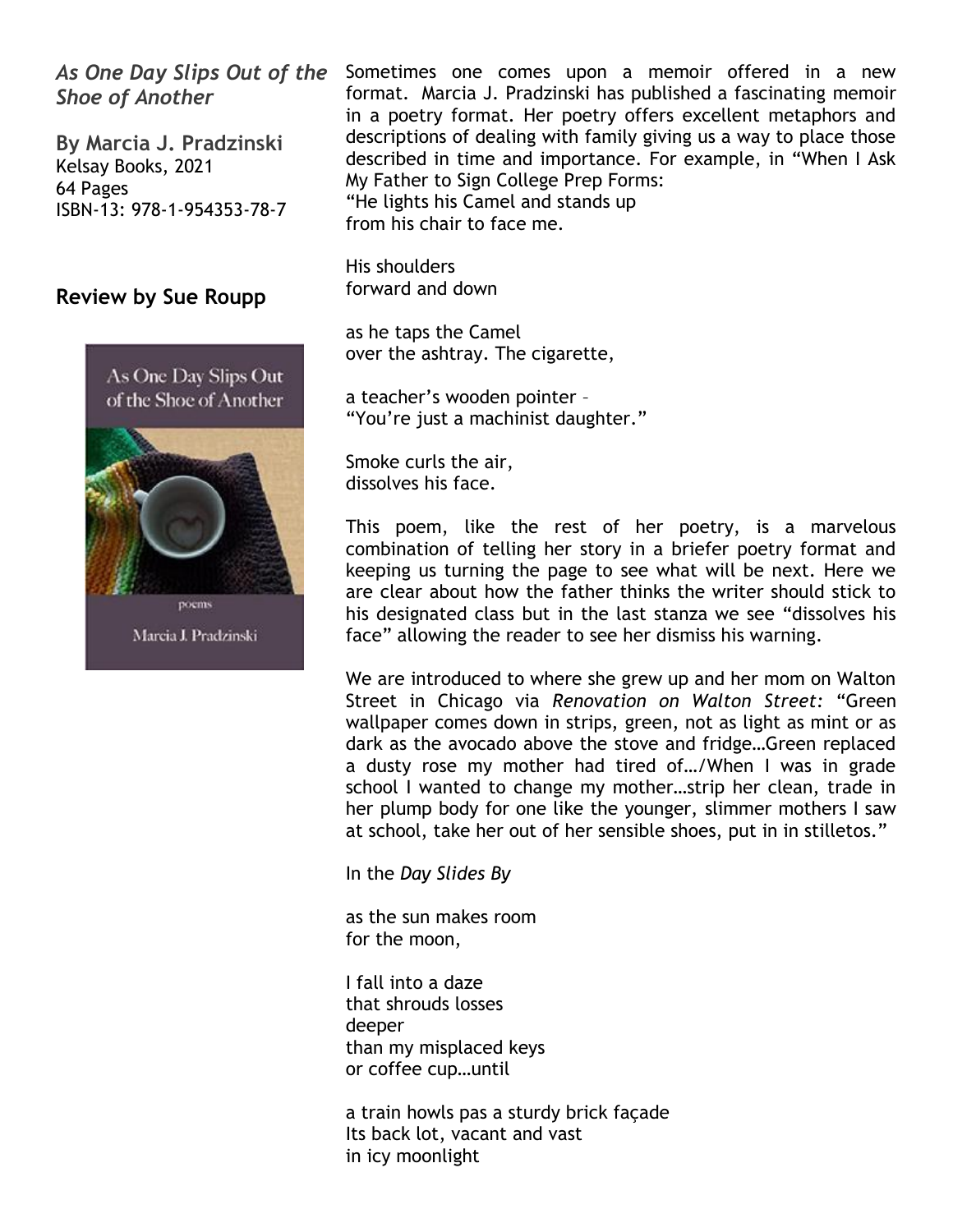*As One Day Slips Out of the Shoe of Another*

**By Marcia J. Pradzinski**
Kelsay Books, 2021
64 Pages
ISBN-13: 978-1-954353-78-7

## Review by Sue Roupp

Sometimes one comes upon a memoir offered in a new format. Marcia J. Pradzinski has published a fascinating memoir in a poetry format. Her poetry offers excellent metaphors and descriptions of dealing with family giving us a way to place those described in time and importance. For example, in "When I Ask My Father to Sign College Prep Forms:
"He lights his Camel and stands up
from his chair to face me.

His shoulders
forward and down

as he taps the Camel
over the ashtray. The cigarette,

a teacher's wooden pointer –
"You're just a machinist daughter."

Smoke curls the air,
dissolves his face.

This poem, like the rest of her poetry, is a marvelous combination of telling her story in a briefer poetry format and keeping us turning the page to see what will be next. Here we are clear about how the father thinks the writer should stick to his designated class but in the last stanza we see "dissolves his face" allowing the reader to see her dismiss his warning.

We are introduced to where she grew up and her mom on Walton Street in Chicago via *Renovation on Walton Street:* "Green wallpaper comes down in strips, green, not as light as mint or as dark as the avocado above the stove and fridge…Green replaced a dusty rose my mother had tired of…/When I was in grade school I wanted to change my mother…strip her clean, trade in her plump body for one like the younger, slimmer mothers I saw at school, take her out of her sensible shoes, put in in stilletos."

In the *Day Slides By*

as the sun makes room
for the moon,

I fall into a daze
that shrouds losses
deeper
than my misplaced keys
or coffee cup…until

a train howls pas a sturdy brick façade
Its back lot, vacant and vast
in icy moonlight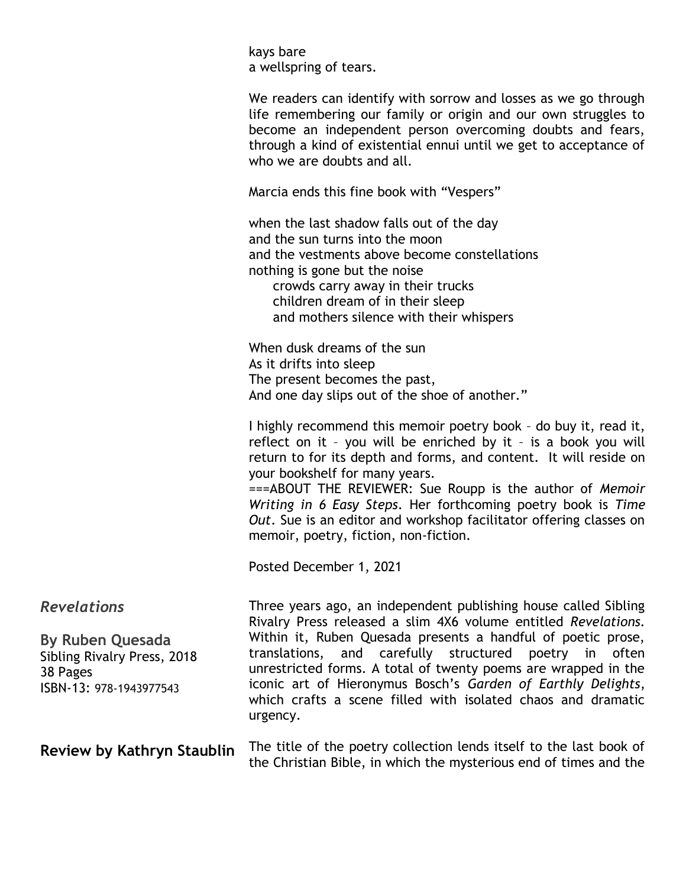kays bare
a wellspring of tears.

We readers can identify with sorrow and losses as we go through life remembering our family or origin and our own struggles to become an independent person overcoming doubts and fears, through a kind of existential ennui until we get to acceptance of who we are doubts and all.

Marcia ends this fine book with "Vespers"

when the last shadow falls out of the day
and the sun turns into the moon
and the vestments above become constellations
nothing is gone but the noise
    crowds carry away in their trucks
    children dream of in their sleep
    and mothers silence with their whispers

When dusk dreams of the sun
As it drifts into sleep
The present becomes the past,
And one day slips out of the shoe of another."

I highly recommend this memoir poetry book – do buy it, read it, reflect on it – you will be enriched by it – is a book you will return to for its depth and forms, and content. It will reside on your bookshelf for many years.
===ABOUT THE REVIEWER: Sue Roupp is the author of *Memoir Writing in 6 Easy Steps*. Her forthcoming poetry book is *Time Out*. Sue is an editor and workshop facilitator offering classes on memoir, poetry, fiction, non-fiction.

Posted December 1, 2021

## *Revelations*

**By Ruben Quesada**
Sibling Rivalry Press, 2018
38 Pages
ISBN-13: 978-1943977543

**Review by Kathryn Staublin**

Three years ago, an independent publishing house called Sibling Rivalry Press released a slim 4X6 volume entitled *Revelations*. Within it, Ruben Quesada presents a handful of poetic prose, translations, and carefully structured poetry in often unrestricted forms. A total of twenty poems are wrapped in the iconic art of Hieronymus Bosch's *Garden of Earthly Delights*, which crafts a scene filled with isolated chaos and dramatic urgency.

The title of the poetry collection lends itself to the last book of the Christian Bible, in which the mysterious end of times and the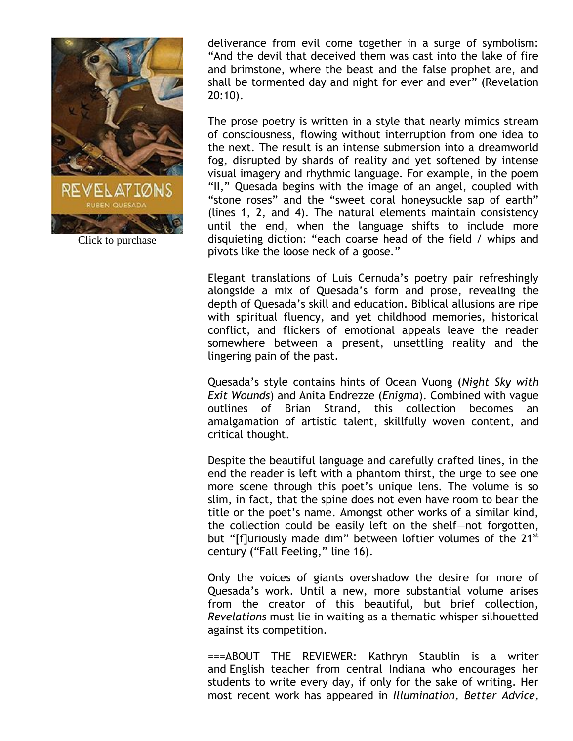Click to purchase

deliverance from evil come together in a surge of symbolism: "And the devil that deceived them was cast into the lake of fire and brimstone, where the beast and the false prophet are, and shall be tormented day and night for ever and ever" (Revelation 20:10).

The prose poetry is written in a style that nearly mimics stream of consciousness, flowing without interruption from one idea to the next. The result is an intense submersion into a dreamworld fog, disrupted by shards of reality and yet softened by intense visual imagery and rhythmic language. For example, in the poem "II," Quesada begins with the image of an angel, coupled with "stone roses" and the "sweet coral honeysuckle sap of earth" (lines 1, 2, and 4). The natural elements maintain consistency until the end, when the language shifts to include more disquieting diction: "each coarse head of the field / whips and pivots like the loose neck of a goose."

Elegant translations of Luis Cernuda's poetry pair refreshingly alongside a mix of Quesada's form and prose, revealing the depth of Quesada's skill and education. Biblical allusions are ripe with spiritual fluency, and yet childhood memories, historical conflict, and flickers of emotional appeals leave the reader somewhere between a present, unsettling reality and the lingering pain of the past.

Quesada's style contains hints of Ocean Vuong (*Night Sky with Exit Wounds*) and Anita Endrezze (*Enigma*). Combined with vague outlines of Brian Strand, this collection becomes an amalgamation of artistic talent, skillfully woven content, and critical thought.

Despite the beautiful language and carefully crafted lines, in the end the reader is left with a phantom thirst, the urge to see one more scene through this poet's unique lens. The volume is so slim, in fact, that the spine does not even have room to bear the title or the poet's name. Amongst other works of a similar kind, the collection could be easily left on the shelf—not forgotten, but "[f]uriously made dim" between loftier volumes of the 21st century ("Fall Feeling," line 16).

Only the voices of giants overshadow the desire for more of Quesada's work. Until a new, more substantial volume arises from the creator of this beautiful, but brief collection, *Revelations* must lie in waiting as a thematic whisper silhouetted against its competition.

===ABOUT THE REVIEWER: Kathryn Staublin is a writer and English teacher from central Indiana who encourages her students to write every day, if only for the sake of writing. Her most recent work has appeared in *Illumination*, *Better Advice*,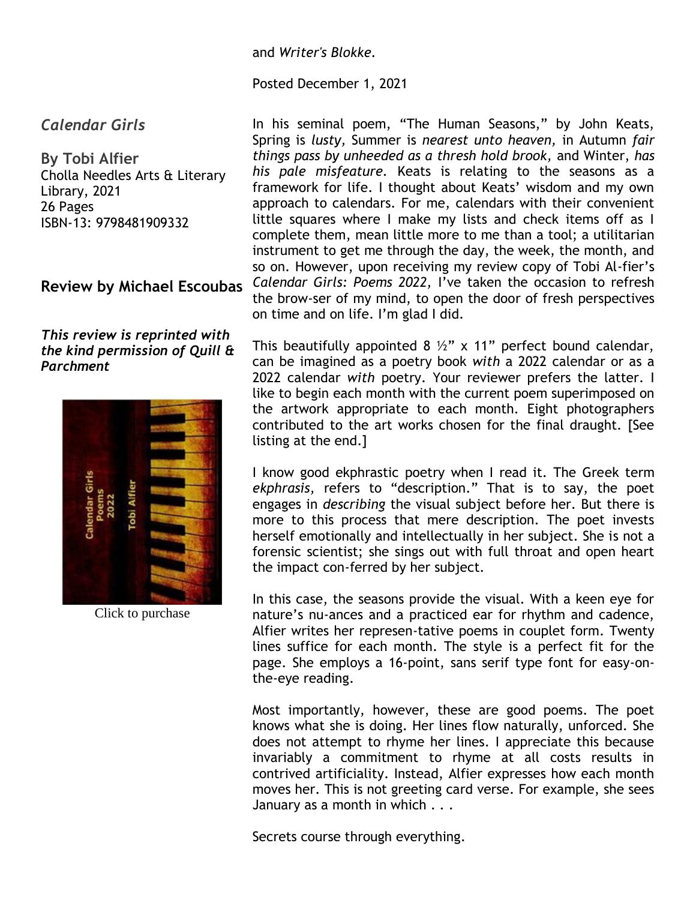and *Writer's Blokke*.

Posted December 1, 2021

## *Calendar Girls*

**By Tobi Alfier**
Cholla Needles Arts & Literary Library, 2021
26 Pages
ISBN-13: 9798481909332

**Review by Michael Escoubas**

***This review is reprinted with the kind permission of Quill & Parchment***

Click to purchase

In his seminal poem, "The Human Seasons," by John Keats, Spring is *lusty,* Summer is *nearest unto heaven,* in Autumn *fair things pass by unheeded as a thresh hold brook,* and Winter, *has his pale misfeature*. Keats is relating to the seasons as a framework for life. I thought about Keats' wisdom and my own approach to calendars. For me, calendars with their convenient little squares where I make my lists and check items off as I complete them, mean little more to me than a tool; a utilitarian instrument to get me through the day, the week, the month, and so on. However, upon receiving my review copy of Tobi Al-fier's *Calendar Girls: Poems 2022,* I've taken the occasion to refresh the brow-ser of my mind, to open the door of fresh perspectives on time and on life. I'm glad I did.

This beautifully appointed 8 ½" x 11" perfect bound calendar, can be imagined as a poetry book *with* a 2022 calendar or as a 2022 calendar *with* poetry. Your reviewer prefers the latter. I like to begin each month with the current poem superimposed on the artwork appropriate to each month. Eight photographers contributed to the art works chosen for the final draught. [See listing at the end.]

I know good ekphrastic poetry when I read it. The Greek term *ekphrasis,* refers to "description." That is to say, the poet engages in *describing* the visual subject before her. But there is more to this process that mere description. The poet invests herself emotionally and intellectually in her subject. She is not a forensic scientist; she sings out with full throat and open heart the impact con-ferred by her subject.

In this case, the seasons provide the visual. With a keen eye for nature's nu-ances and a practiced ear for rhythm and cadence, Alfier writes her represen-tative poems in couplet form. Twenty lines suffice for each month. The style is a perfect fit for the page. She employs a 16-point, sans serif type font for easy-on-the-eye reading.

Most importantly, however, these are good poems. The poet knows what she is doing. Her lines flow naturally, unforced. She does not attempt to rhyme her lines. I appreciate this because invariably a commitment to rhyme at all costs results in contrived artificiality. Instead, Alfier expresses how each month moves her. This is not greeting card verse. For example, she sees January as a month in which . . .

Secrets course through everything.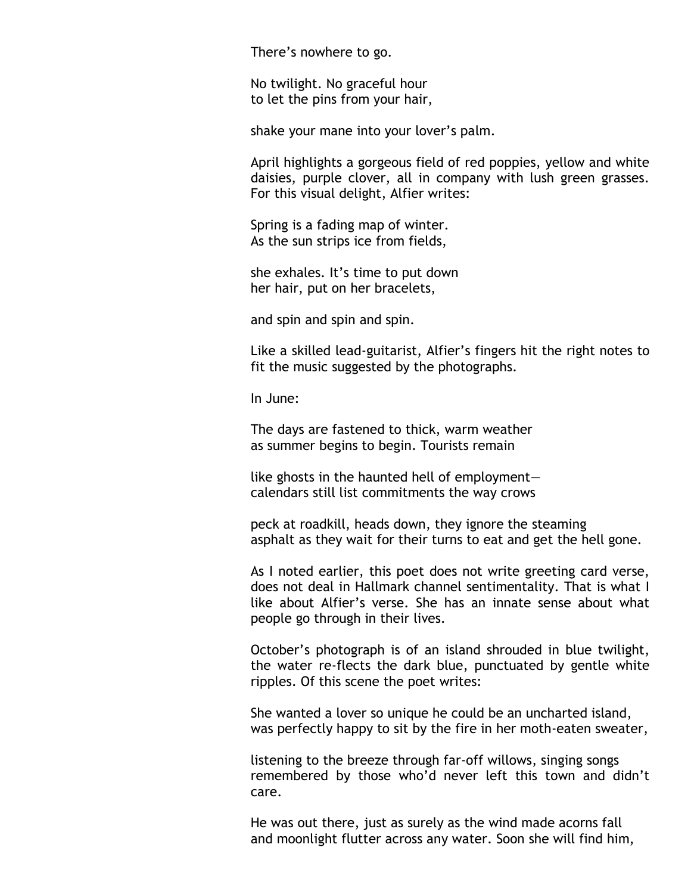There's nowhere to go.

No twilight. No graceful hour
to let the pins from your hair,

shake your mane into your lover's palm.

April highlights a gorgeous field of red poppies, yellow and white daisies, purple clover, all in company with lush green grasses. For this visual delight, Alfier writes:

Spring is a fading map of winter.
As the sun strips ice from fields,

she exhales. It's time to put down
her hair, put on her bracelets,

and spin and spin and spin.

Like a skilled lead-guitarist, Alfier's fingers hit the right notes to fit the music suggested by the photographs.

In June:

The days are fastened to thick, warm weather
as summer begins to begin. Tourists remain

like ghosts in the haunted hell of employment—
calendars still list commitments the way crows

peck at roadkill, heads down, they ignore the steaming
asphalt as they wait for their turns to eat and get the hell gone.

As I noted earlier, this poet does not write greeting card verse, does not deal in Hallmark channel sentimentality. That is what I like about Alfier's verse. She has an innate sense about what people go through in their lives.

October's photograph is of an island shrouded in blue twilight, the water re-flects the dark blue, punctuated by gentle white ripples. Of this scene the poet writes:

She wanted a lover so unique he could be an uncharted island,
was perfectly happy to sit by the fire in her moth-eaten sweater,

listening to the breeze through far-off willows, singing songs
remembered by those who'd never left this town and didn't care.

He was out there, just as surely as the wind made acorns fall
and moonlight flutter across any water. Soon she will find him,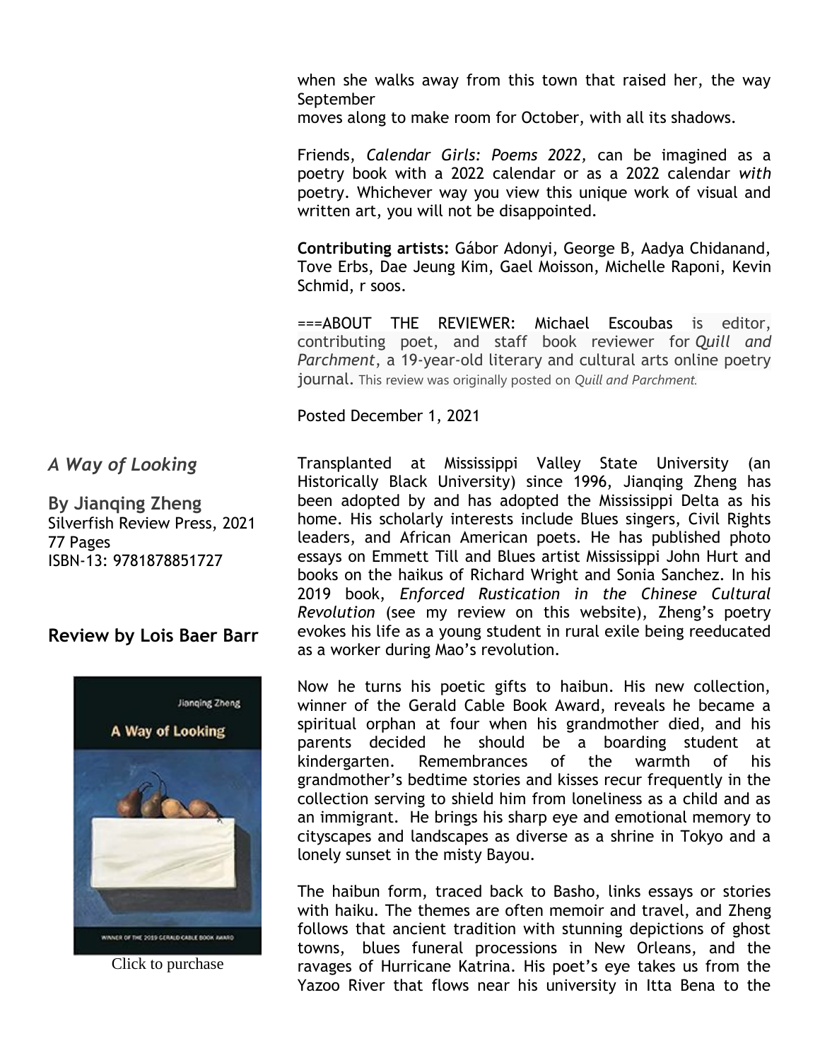when she walks away from this town that raised her, the way September
moves along to make room for October, with all its shadows.

Friends, *Calendar Girls: Poems 2022,* can be imagined as a poetry book with a 2022 calendar or as a 2022 calendar *with* poetry. Whichever way you view this unique work of visual and written art, you will not be disappointed.

**Contributing artists:** Gábor Adonyi, George B, Aadya Chidanand, Tove Erbs, Dae Jeung Kim, Gael Moisson, Michelle Raponi, Kevin Schmid, r soos.

===ABOUT THE REVIEWER: Michael Escoubas is editor, contributing poet, and staff book reviewer for *Quill and Parchment*, a 19-year-old literary and cultural arts online poetry journal. This review was originally posted on *Quill and Parchment.*

Posted December 1, 2021

## *A Way of Looking*

**By Jianqing Zheng**
Silverfish Review Press, 2021
77 Pages
ISBN-13: 9781878851727

### Review by Lois Baer Barr

Click to purchase

Transplanted at Mississippi Valley State University (an Historically Black University) since 1996, Jianqing Zheng has been adopted by and has adopted the Mississippi Delta as his home. His scholarly interests include Blues singers, Civil Rights leaders, and African American poets. He has published photo essays on Emmett Till and Blues artist Mississippi John Hurt and books on the haikus of Richard Wright and Sonia Sanchez. In his 2019 book, *Enforced Rustication in the Chinese Cultural Revolution* (see my review on this website), Zheng's poetry evokes his life as a young student in rural exile being reeducated as a worker during Mao's revolution.

Now he turns his poetic gifts to haibun. His new collection, winner of the Gerald Cable Book Award, reveals he became a spiritual orphan at four when his grandmother died, and his parents decided he should be a boarding student at kindergarten. Remembrances of the warmth of his grandmother's bedtime stories and kisses recur frequently in the collection serving to shield him from loneliness as a child and as an immigrant. He brings his sharp eye and emotional memory to cityscapes and landscapes as diverse as a shrine in Tokyo and a lonely sunset in the misty Bayou.

The haibun form, traced back to Basho, links essays or stories with haiku. The themes are often memoir and travel, and Zheng follows that ancient tradition with stunning depictions of ghost towns, blues funeral processions in New Orleans, and the ravages of Hurricane Katrina. His poet's eye takes us from the Yazoo River that flows near his university in Itta Bena to the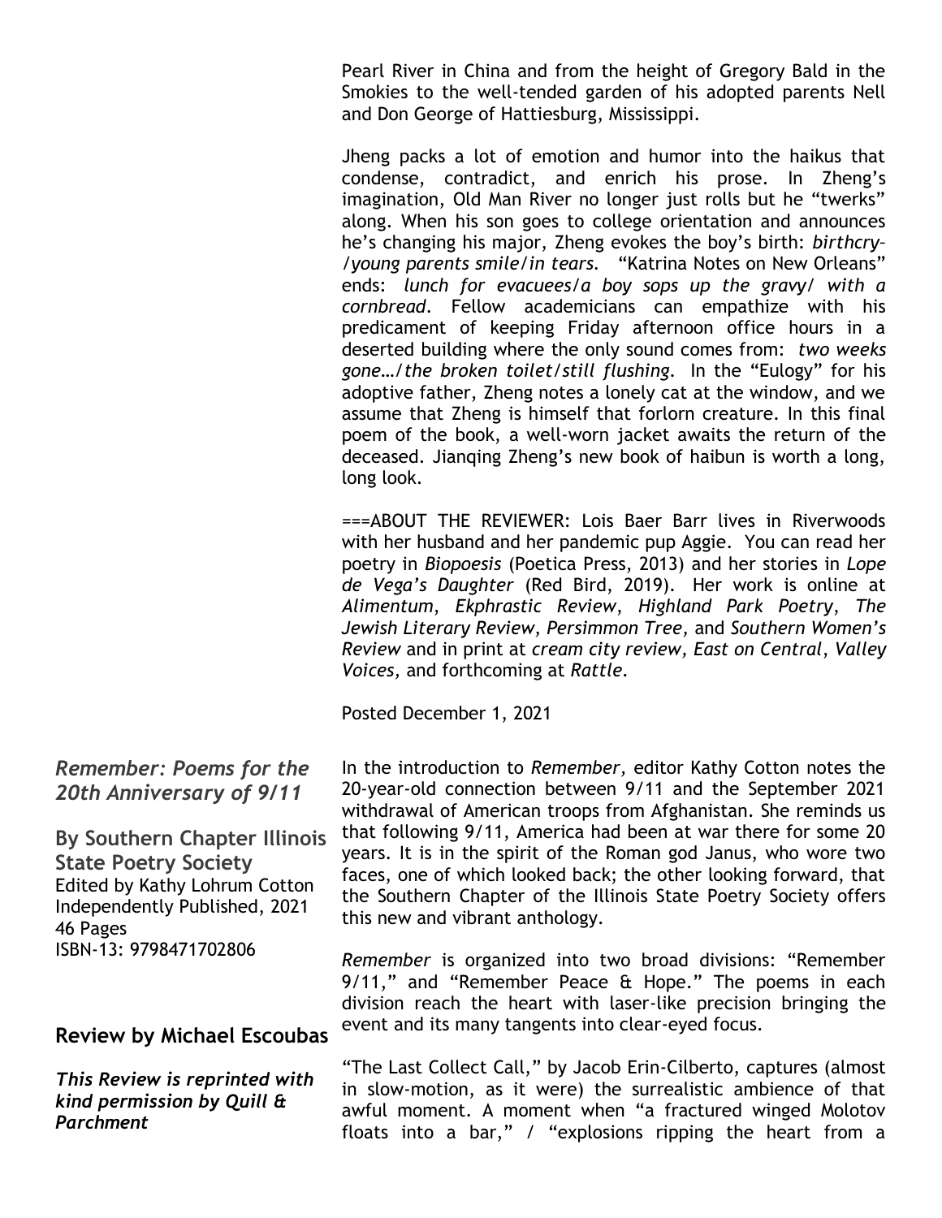Pearl River in China and from the height of Gregory Bald in the Smokies to the well-tended garden of his adopted parents Nell and Don George of Hattiesburg, Mississippi.

Jheng packs a lot of emotion and humor into the haikus that condense, contradict, and enrich his prose. In Zheng's imagination, Old Man River no longer just rolls but he "twerks" along. When his son goes to college orientation and announces he's changing his major, Zheng evokes the boy's birth: *birthcry–/young parents smile/in tears*. "Katrina Notes on New Orleans" ends: *lunch for evacuees/a boy sops up the gravy/ with a cornbread*. Fellow academicians can empathize with his predicament of keeping Friday afternoon office hours in a deserted building where the only sound comes from: *two weeks gone…/the broken toilet/still flushing*. In the "Eulogy" for his adoptive father, Zheng notes a lonely cat at the window, and we assume that Zheng is himself that forlorn creature. In this final poem of the book, a well-worn jacket awaits the return of the deceased. Jianqing Zheng's new book of haibun is worth a long, long look.

===ABOUT THE REVIEWER: Lois Baer Barr lives in Riverwoods with her husband and her pandemic pup Aggie. You can read her poetry in *Biopoesis* (Poetica Press, 2013) and her stories in *Lope de Vega's Daughter* (Red Bird, 2019). Her work is online at *Alimentum*, *Ekphrastic Review*, *Highland Park Poetry*, *The Jewish Literary Review, Persimmon Tree,* and *Southern Women's Review* and in print at *cream city review, East on Central*, *Valley Voices,* and forthcoming at *Rattle*.

Posted December 1, 2021

## *Remember: Poems for the 20th Anniversary of 9/11*

**By Southern Chapter Illinois State Poetry Society**
Edited by Kathy Lohrum Cotton
Independently Published, 2021
46 Pages
ISBN-13: 9798471702806

### Review by Michael Escoubas

***This Review is reprinted with kind permission by Quill & Parchment***

In the introduction to *Remember,* editor Kathy Cotton notes the 20-year-old connection between 9/11 and the September 2021 withdrawal of American troops from Afghanistan. She reminds us that following 9/11, America had been at war there for some 20 years. It is in the spirit of the Roman god Janus, who wore two faces, one of which looked back; the other looking forward, that the Southern Chapter of the Illinois State Poetry Society offers this new and vibrant anthology.

*Remember* is organized into two broad divisions: "Remember 9/11," and "Remember Peace & Hope." The poems in each division reach the heart with laser-like precision bringing the event and its many tangents into clear-eyed focus.

"The Last Collect Call," by Jacob Erin-Cilberto, captures (almost in slow-motion, as it were) the surrealistic ambience of that awful moment. A moment when "a fractured winged Molotov floats into a bar," / "explosions ripping the heart from a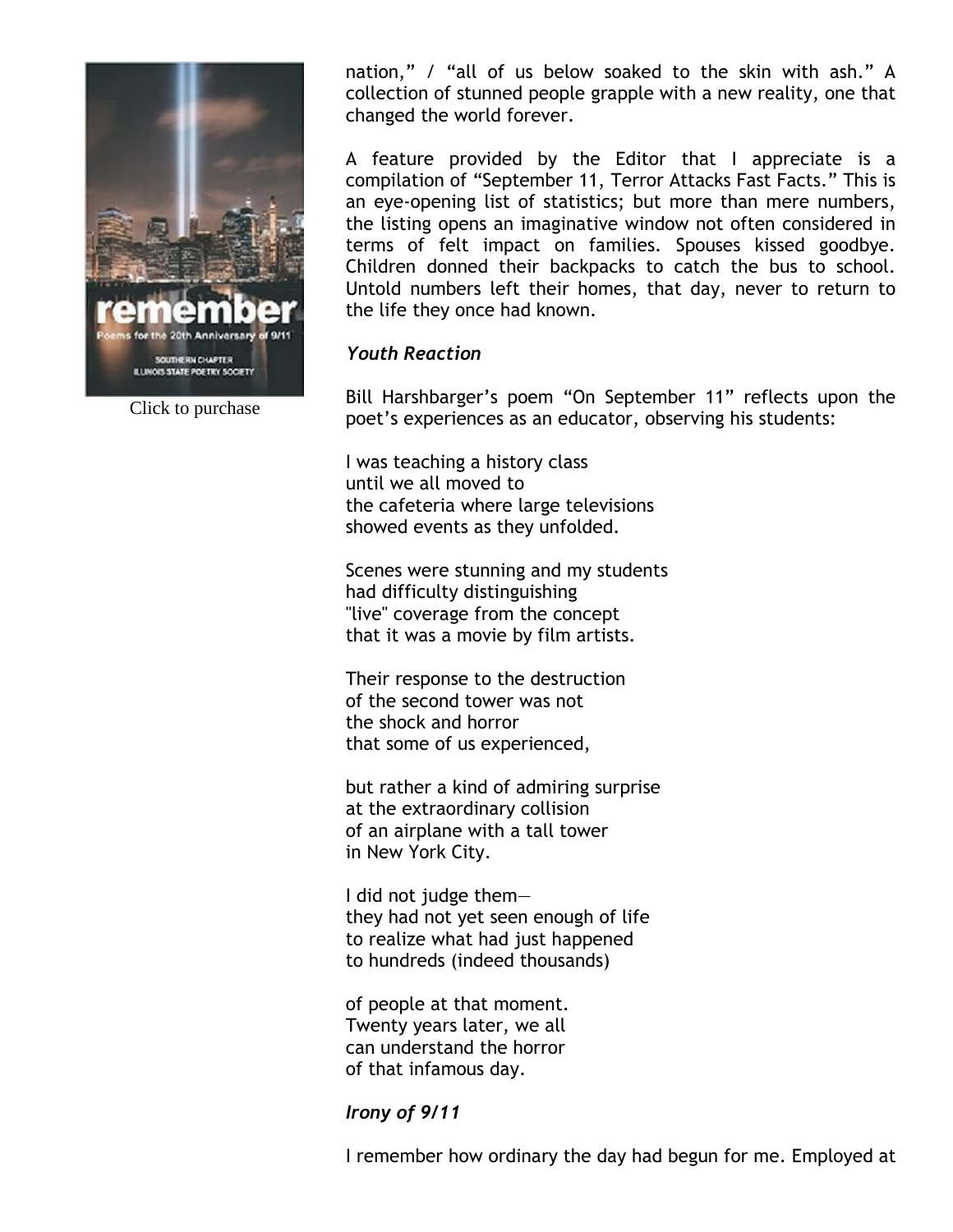nation," / "all of us below soaked to the skin with ash." A collection of stunned people grapple with a new reality, one that changed the world forever.

A feature provided by the Editor that I appreciate is a compilation of "September 11, Terror Attacks Fast Facts." This is an eye-opening list of statistics; but more than mere numbers, the listing opens an imaginative window not often considered in terms of felt impact on families. Spouses kissed goodbye. Children donned their backpacks to catch the bus to school. Untold numbers left their homes, that day, never to return to the life they once had known.

Click to purchase

### *Youth Reaction*

Bill Harshbarger's poem "On September 11" reflects upon the poet's experiences as an educator, observing his students:

I was teaching a history class
until we all moved to
the cafeteria where large televisions
showed events as they unfolded.

Scenes were stunning and my students
had difficulty distinguishing
"live" coverage from the concept
that it was a movie by film artists.

Their response to the destruction
of the second tower was not
the shock and horror
that some of us experienced,

but rather a kind of admiring surprise
at the extraordinary collision
of an airplane with a tall tower
in New York City.

I did not judge them—
they had not yet seen enough of life
to realize what had just happened
to hundreds (indeed thousands)

of people at that moment.
Twenty years later, we all
can understand the horror
of that infamous day.

### *Irony of 9/11*

I remember how ordinary the day had begun for me. Employed at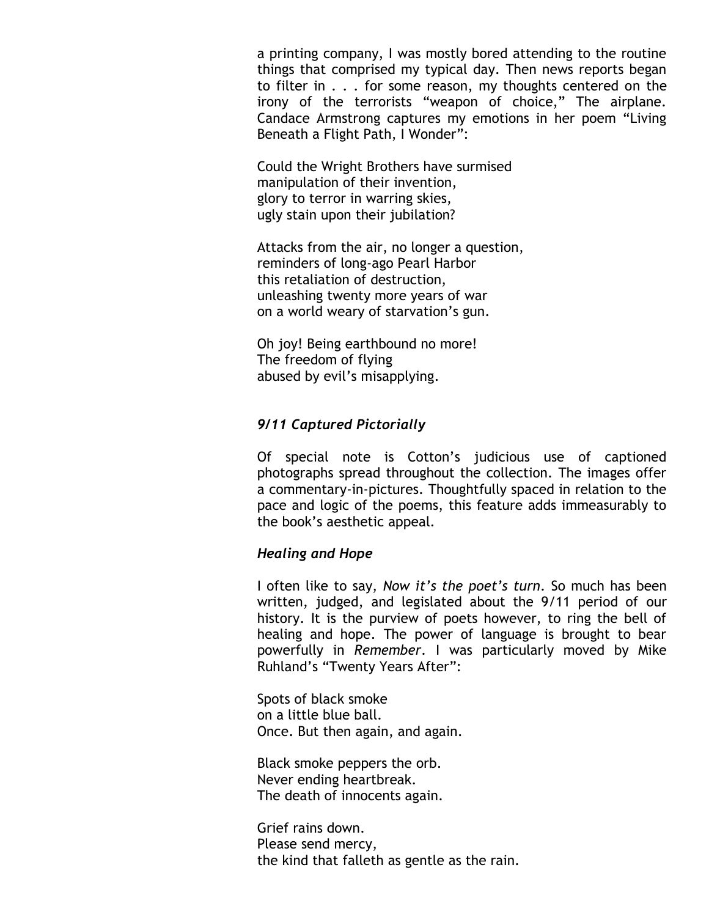a printing company, I was mostly bored attending to the routine things that comprised my typical day. Then news reports began to filter in . . . for some reason, my thoughts centered on the irony of the terrorists "weapon of choice," The airplane. Candace Armstrong captures my emotions in her poem "Living Beneath a Flight Path, I Wonder":

Could the Wright Brothers have surmised  
manipulation of their invention,  
glory to terror in warring skies,  
ugly stain upon their jubilation?

Attacks from the air, no longer a question,  
reminders of long-ago Pearl Harbor  
this retaliation of destruction,  
unleashing twenty more years of war  
on a world weary of starvation's gun.

Oh joy! Being earthbound no more!  
The freedom of flying  
abused by evil's misapplying.

### *9/11 Captured Pictorially*

Of special note is Cotton's judicious use of captioned photographs spread throughout the collection. The images offer a commentary-in-pictures. Thoughtfully spaced in relation to the pace and logic of the poems, this feature adds immeasurably to the book's aesthetic appeal.

### *Healing and Hope*

I often like to say, *Now it's the poet's turn*. So much has been written, judged, and legislated about the 9/11 period of our history. It is the purview of poets however, to ring the bell of healing and hope. The power of language is brought to bear powerfully in *Remember*. I was particularly moved by Mike Ruhland's "Twenty Years After":

Spots of black smoke  
on a little blue ball.  
Once. But then again, and again.

Black smoke peppers the orb.  
Never ending heartbreak.  
The death of innocents again.

Grief rains down.  
Please send mercy,  
the kind that falleth as gentle as the rain.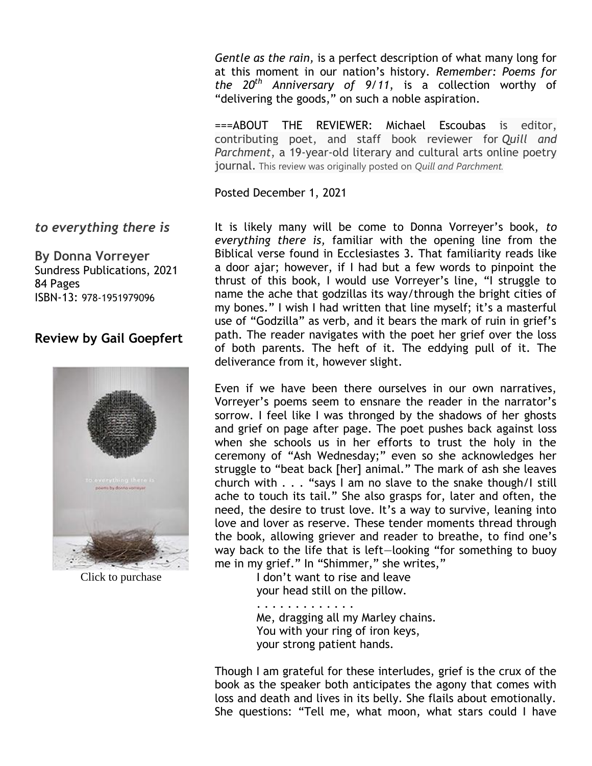*Gentle as the rain,* is a perfect description of what many long for at this moment in our nation's history. *Remember: Poems for the 20th Anniversary of 9/11*, is a collection worthy of "delivering the goods," on such a noble aspiration.

===ABOUT THE REVIEWER: Michael Escoubas is editor, contributing poet, and staff book reviewer for *Quill and Parchment*, a 19-year-old literary and cultural arts online poetry journal. This review was originally posted on *Quill and Parchment.*

Posted December 1, 2021

## *to everything there is*

**By Donna Vorreyer**
Sundress Publications, 2021
84 Pages
ISBN-13: 978-1951979096

### Review by Gail Goepfert

Click to purchase

It is likely many will be come to Donna Vorreyer's book, *to everything there is,* familiar with the opening line from the Biblical verse found in Ecclesiastes 3. That familiarity reads like a door ajar; however, if I had but a few words to pinpoint the thrust of this book, I would use Vorreyer's line, "I struggle to name the ache that godzillas its way/through the bright cities of my bones." I wish I had written that line myself; it's a masterful use of "Godzilla" as verb, and it bears the mark of ruin in grief's path. The reader navigates with the poet her grief over the loss of both parents. The heft of it. The eddying pull of it. The deliverance from it, however slight.

Even if we have been there ourselves in our own narratives, Vorreyer's poems seem to ensnare the reader in the narrator's sorrow. I feel like I was thronged by the shadows of her ghosts and grief on page after page. The poet pushes back against loss when she schools us in her efforts to trust the holy in the ceremony of "Ash Wednesday;" even so she acknowledges her struggle to "beat back [her] animal." The mark of ash she leaves church with . . . "says I am no slave to the snake though/I still ache to touch its tail." She also grasps for, later and often, the need, the desire to trust love. It's a way to survive, leaning into love and lover as reserve. These tender moments thread through the book, allowing griever and reader to breathe, to find one's way back to the life that is left—looking "for something to buoy me in my grief." In "Shimmer," she writes,"

> I don't want to rise and leave
> your head still on the pillow.
> . . . . . . . . . . . . .
> Me, dragging all my Marley chains.
> You with your ring of iron keys,
> your strong patient hands.

Though I am grateful for these interludes, grief is the crux of the book as the speaker both anticipates the agony that comes with loss and death and lives in its belly. She flails about emotionally. She questions: "Tell me, what moon, what stars could I have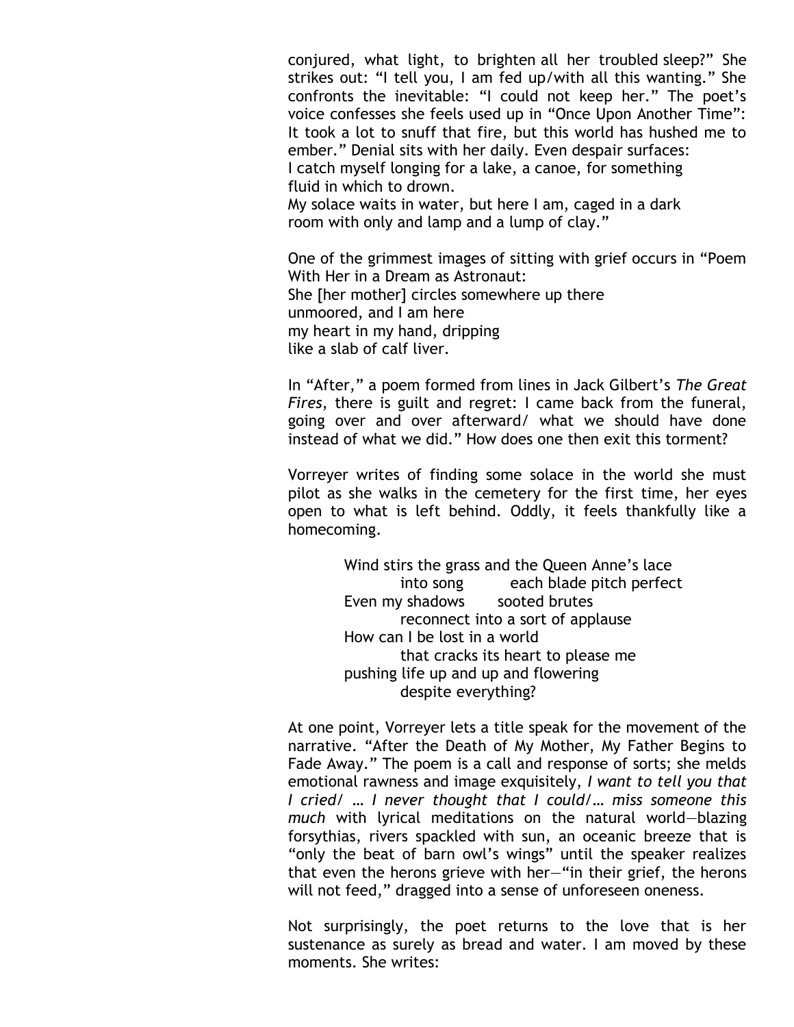conjured, what light, to brighten all her troubled sleep?" She strikes out: "I tell you, I am fed up/with all this wanting." She confronts the inevitable: "I could not keep her." The poet's voice confesses she feels used up in "Once Upon Another Time": It took a lot to snuff that fire, but this world has hushed me to ember." Denial sits with her daily. Even despair surfaces:

I catch myself longing for a lake, a canoe, for something
fluid in which to drown.
My solace waits in water, but here I am, caged in a dark
room with only and lamp and a lump of clay."

One of the grimmest images of sitting with grief occurs in "Poem With Her in a Dream as Astronaut:

She [her mother] circles somewhere up there
unmoored, and I am here
my heart in my hand, dripping
like a slab of calf liver.

In "After," a poem formed from lines in Jack Gilbert's *The Great Fires*, there is guilt and regret: I came back from the funeral, going over and over afterward/ what we should have done instead of what we did." How does one then exit this torment?

Vorreyer writes of finding some solace in the world she must pilot as she walks in the cemetery for the first time, her eyes open to what is left behind. Oddly, it feels thankfully like a homecoming.

Wind stirs the grass and the Queen Anne's lace
    into song        each blade pitch perfect
Even my shadows      sooted brutes
    reconnect into a sort of applause
How can I be lost in a world
    that cracks its heart to please me
pushing life up and up and flowering
    despite everything?

At one point, Vorreyer lets a title speak for the movement of the narrative. "After the Death of My Mother, My Father Begins to Fade Away." The poem is a call and response of sorts; she melds emotional rawness and image exquisitely, *I want to tell you that I cried/ … I never thought that I could/… miss someone this much* with lyrical meditations on the natural world—blazing forsythias, rivers spackled with sun, an oceanic breeze that is "only the beat of barn owl's wings" until the speaker realizes that even the herons grieve with her—"in their grief, the herons will not feed," dragged into a sense of unforeseen oneness.

Not surprisingly, the poet returns to the love that is her sustenance as surely as bread and water. I am moved by these moments. She writes: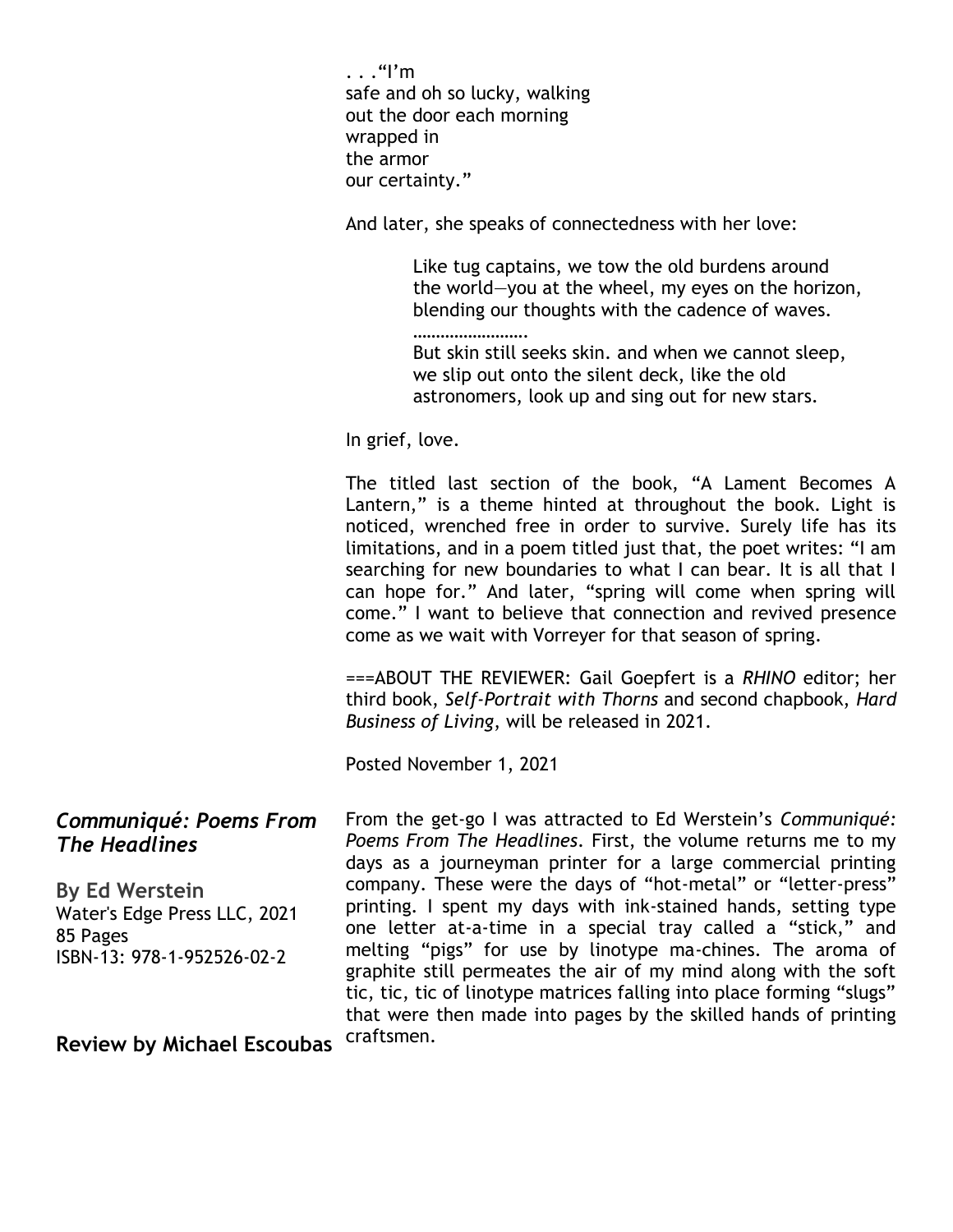. . ."I'm
safe and oh so lucky, walking
out the door each morning
wrapped in
the armor
our certainty."

And later, she speaks of connectedness with her love:

> Like tug captains, we tow the old burdens around
> the world—you at the wheel, my eyes on the horizon,
> blending our thoughts with the cadence of waves.
> …………………….
> But skin still seeks skin. and when we cannot sleep,
> we slip out onto the silent deck, like the old
> astronomers, look up and sing out for new stars.

In grief, love.

The titled last section of the book, "A Lament Becomes A Lantern," is a theme hinted at throughout the book. Light is noticed, wrenched free in order to survive. Surely life has its limitations, and in a poem titled just that, the poet writes: "I am searching for new boundaries to what I can bear. It is all that I can hope for." And later, "spring will come when spring will come." I want to believe that connection and revived presence come as we wait with Vorreyer for that season of spring.

===ABOUT THE REVIEWER: Gail Goepfert is a *RHINO* editor; her third book, *Self-Portrait with Thorns* and second chapbook, *Hard Business of Living*, will be released in 2021.

Posted November 1, 2021

## *Communiqué: Poems From The Headlines*

**By Ed Werstein**
Water's Edge Press LLC, 2021
85 Pages
ISBN-13: 978-1-952526-02-2

**Review by Michael Escoubas**

From the get-go I was attracted to Ed Werstein's *Communiqué: Poems From The Headlines*. First, the volume returns me to my days as a journeyman printer for a large commercial printing company. These were the days of "hot-metal" or "letter-press" printing. I spent my days with ink-stained hands, setting type one letter at-a-time in a special tray called a "stick," and melting "pigs" for use by linotype ma-chines. The aroma of graphite still permeates the air of my mind along with the soft tic, tic, tic of linotype matrices falling into place forming "slugs" that were then made into pages by the skilled hands of printing craftsmen.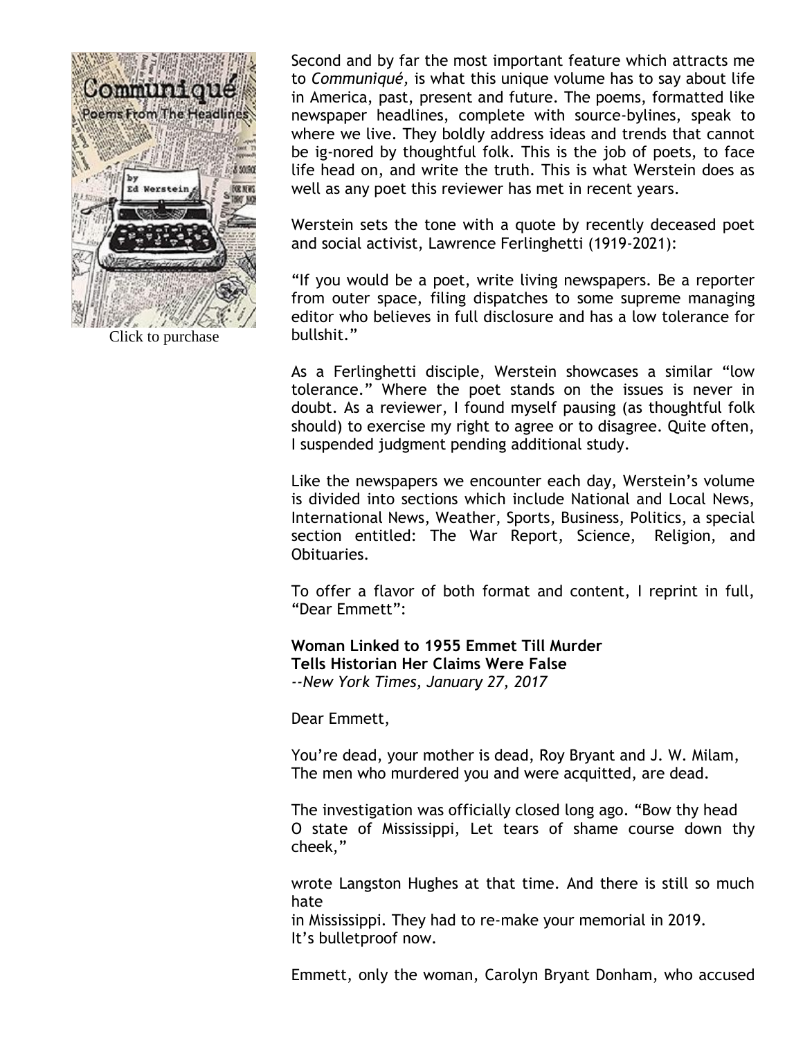Click to purchase

Second and by far the most important feature which attracts me to *Communiqué,* is what this unique volume has to say about life in America, past, present and future. The poems, formatted like newspaper headlines, complete with source-bylines, speak to where we live. They boldly address ideas and trends that cannot be ig-nored by thoughtful folk. This is the job of poets, to face life head on, and write the truth. This is what Werstein does as well as any poet this reviewer has met in recent years.

Werstein sets the tone with a quote by recently deceased poet and social activist, Lawrence Ferlinghetti (1919-2021):

"If you would be a poet, write living newspapers. Be a reporter from outer space, filing dispatches to some supreme managing editor who believes in full disclosure and has a low tolerance for bullshit."

As a Ferlinghetti disciple, Werstein showcases a similar "low tolerance." Where the poet stands on the issues is never in doubt. As a reviewer, I found myself pausing (as thoughtful folk should) to exercise my right to agree or to disagree. Quite often, I suspended judgment pending additional study.

Like the newspapers we encounter each day, Werstein's volume is divided into sections which include National and Local News, International News, Weather, Sports, Business, Politics, a special section entitled: The War Report, Science, Religion, and Obituaries.

To offer a flavor of both format and content, I reprint in full, "Dear Emmett":

**Woman Linked to 1955 Emmet Till Murder**
**Tells Historian Her Claims Were False**
*--New York Times, January 27, 2017*

Dear Emmett,

You're dead, your mother is dead, Roy Bryant and J. W. Milam,
The men who murdered you and were acquitted, are dead.

The investigation was officially closed long ago. "Bow thy head
O state of Mississippi, Let tears of shame course down thy cheek,"

wrote Langston Hughes at that time. And there is still so much hate
in Mississippi. They had to re-make your memorial in 2019.
It's bulletproof now.

Emmett, only the woman, Carolyn Bryant Donham, who accused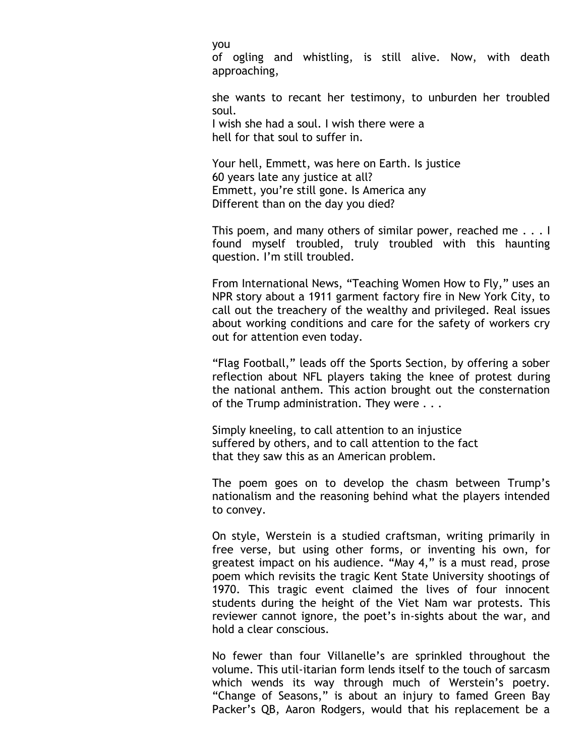you
of ogling and whistling, is still alive. Now, with death approaching,

she wants to recant her testimony, to unburden her troubled soul.
I wish she had a soul. I wish there were a
hell for that soul to suffer in.

Your hell, Emmett, was here on Earth. Is justice
60 years late any justice at all?
Emmett, you're still gone. Is America any
Different than on the day you died?

This poem, and many others of similar power, reached me . . . I found myself troubled, truly troubled with this haunting question. I'm still troubled.

From International News, "Teaching Women How to Fly," uses an NPR story about a 1911 garment factory fire in New York City, to call out the treachery of the wealthy and privileged. Real issues about working conditions and care for the safety of workers cry out for attention even today.

"Flag Football," leads off the Sports Section, by offering a sober reflection about NFL players taking the knee of protest during the national anthem. This action brought out the consternation of the Trump administration. They were . . .

Simply kneeling, to call attention to an injustice
suffered by others, and to call attention to the fact
that they saw this as an American problem.

The poem goes on to develop the chasm between Trump's nationalism and the reasoning behind what the players intended to convey.

On style, Werstein is a studied craftsman, writing primarily in free verse, but using other forms, or inventing his own, for greatest impact on his audience. "May 4," is a must read, prose poem which revisits the tragic Kent State University shootings of 1970. This tragic event claimed the lives of four innocent students during the height of the Viet Nam war protests. This reviewer cannot ignore, the poet's in-sights about the war, and hold a clear conscious.

No fewer than four Villanelle's are sprinkled throughout the volume. This util-itarian form lends itself to the touch of sarcasm which wends its way through much of Werstein's poetry. "Change of Seasons," is about an injury to famed Green Bay Packer's QB, Aaron Rodgers, would that his replacement be a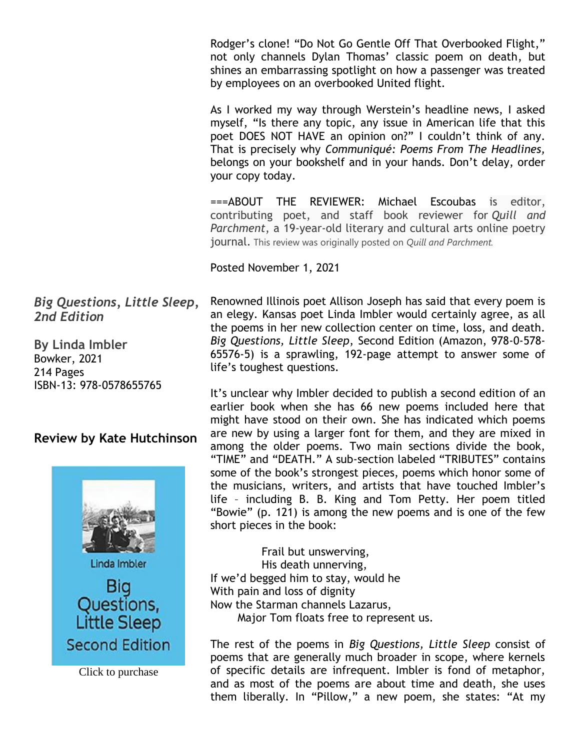Rodger's clone! "Do Not Go Gentle Off That Overbooked Flight," not only channels Dylan Thomas' classic poem on death, but shines an embarrassing spotlight on how a passenger was treated by employees on an overbooked United flight.

As I worked my way through Werstein's headline news, I asked myself, "Is there any topic, any issue in American life that this poet DOES NOT HAVE an opinion on?" I couldn't think of any. That is precisely why *Communiqué: Poems From The Headlines*, belongs on your bookshelf and in your hands. Don't delay, order your copy today.

===ABOUT THE REVIEWER: Michael Escoubas is editor, contributing poet, and staff book reviewer for *Quill and Parchment*, a 19-year-old literary and cultural arts online poetry journal. This review was originally posted on *Quill and Parchment.*

Posted November 1, 2021

***Big Questions, Little Sleep, 2nd Edition***

**By Linda Imbler**
Bowker, 2021
214 Pages
ISBN-13: 978-0578655765

**Review by Kate Hutchinson**

Click to purchase

Renowned Illinois poet Allison Joseph has said that every poem is an elegy. Kansas poet Linda Imbler would certainly agree, as all the poems in her new collection center on time, loss, and death. *Big Questions, Little Sleep*, Second Edition (Amazon, 978-0-578-65576-5) is a sprawling, 192-page attempt to answer some of life's toughest questions.

It's unclear why Imbler decided to publish a second edition of an earlier book when she has 66 new poems included here that might have stood on their own. She has indicated which poems are new by using a larger font for them, and they are mixed in among the older poems. Two main sections divide the book, "TIME" and "DEATH." A sub-section labeled "TRIBUTES" contains some of the book's strongest pieces, poems which honor some of the musicians, writers, and artists that have touched Imbler's life – including B. B. King and Tom Petty. Her poem titled "Bowie" (p. 121) is among the new poems and is one of the few short pieces in the book:

> Frail but unswerving,
> His death unnerving,
> If we'd begged him to stay, would he
> With pain and loss of dignity
> Now the Starman channels Lazarus,
> Major Tom floats free to represent us.

The rest of the poems in *Big Questions, Little Sleep* consist of poems that are generally much broader in scope, where kernels of specific details are infrequent. Imbler is fond of metaphor, and as most of the poems are about time and death, she uses them liberally. In "Pillow," a new poem, she states: "At my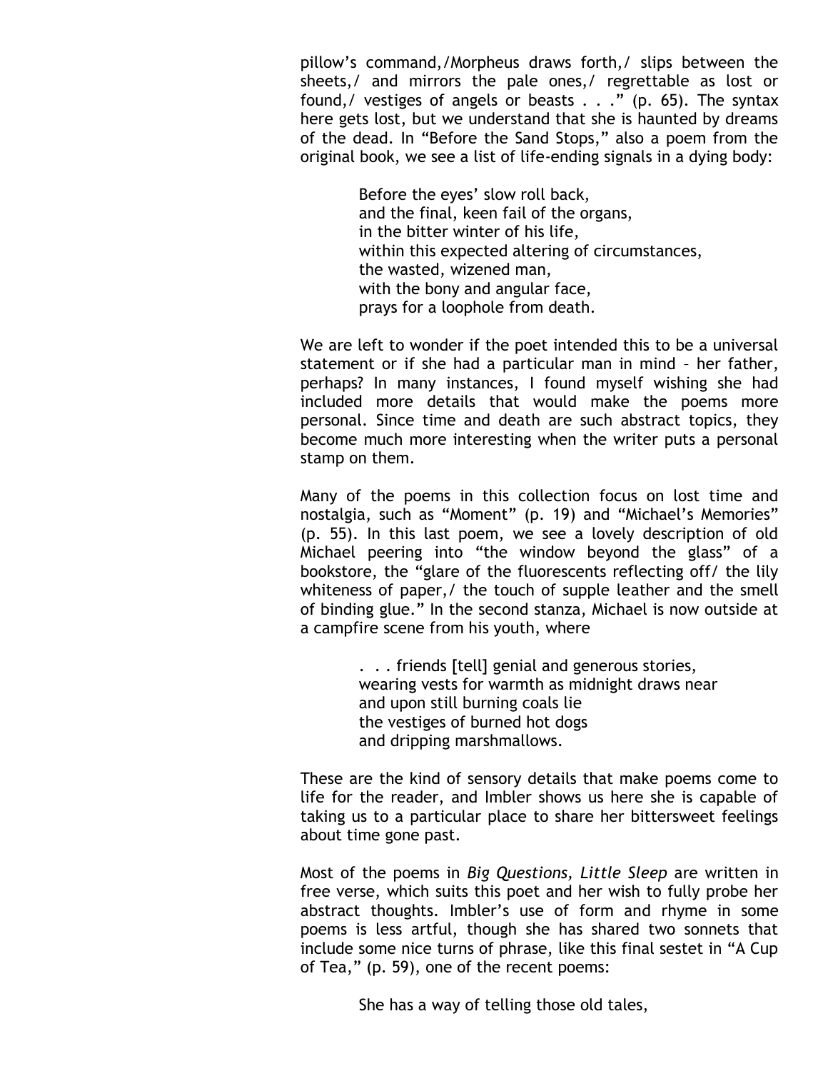pillow's command,/Morpheus draws forth,/ slips between the sheets,/ and mirrors the pale ones,/ regrettable as lost or found,/ vestiges of angels or beasts . . ." (p. 65). The syntax here gets lost, but we understand that she is haunted by dreams of the dead. In "Before the Sand Stops," also a poem from the original book, we see a list of life-ending signals in a dying body:

> Before the eyes' slow roll back,
> and the final, keen fail of the organs,
> in the bitter winter of his life,
> within this expected altering of circumstances,
> the wasted, wizened man,
> with the bony and angular face,
> prays for a loophole from death.

We are left to wonder if the poet intended this to be a universal statement or if she had a particular man in mind – her father, perhaps? In many instances, I found myself wishing she had included more details that would make the poems more personal. Since time and death are such abstract topics, they become much more interesting when the writer puts a personal stamp on them.

Many of the poems in this collection focus on lost time and nostalgia, such as "Moment" (p. 19) and "Michael's Memories" (p. 55). In this last poem, we see a lovely description of old Michael peering into "the window beyond the glass" of a bookstore, the "glare of the fluorescents reflecting off/ the lily whiteness of paper,/ the touch of supple leather and the smell of binding glue." In the second stanza, Michael is now outside at a campfire scene from his youth, where

> . . . friends [tell] genial and generous stories,
> wearing vests for warmth as midnight draws near
> and upon still burning coals lie
> the vestiges of burned hot dogs
> and dripping marshmallows.

These are the kind of sensory details that make poems come to life for the reader, and Imbler shows us here she is capable of taking us to a particular place to share her bittersweet feelings about time gone past.

Most of the poems in *Big Questions, Little Sleep* are written in free verse, which suits this poet and her wish to fully probe her abstract thoughts. Imbler's use of form and rhyme in some poems is less artful, though she has shared two sonnets that include some nice turns of phrase, like this final sestet in "A Cup of Tea," (p. 59), one of the recent poems:

> She has a way of telling those old tales,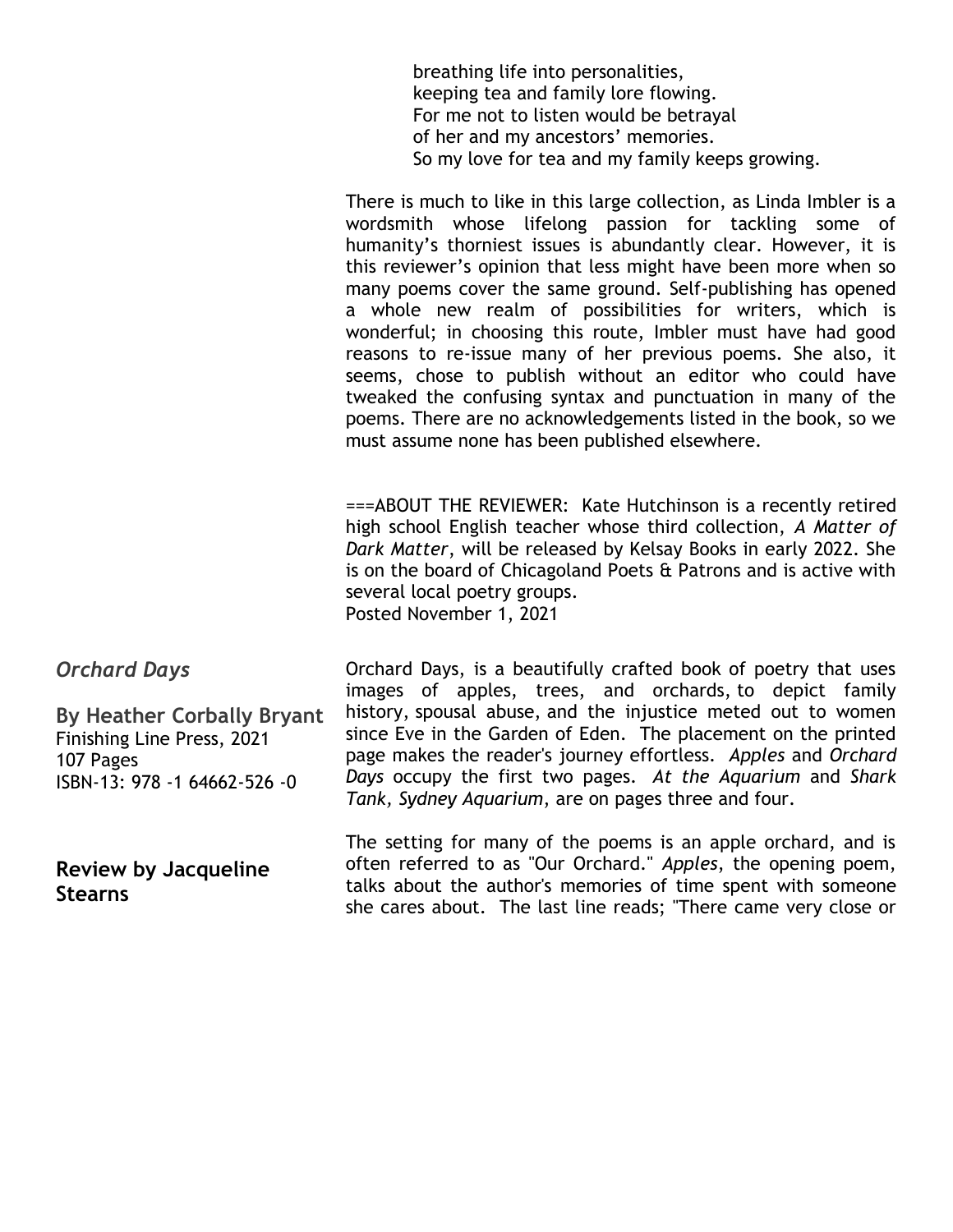breathing life into personalities,
keeping tea and family lore flowing.
For me not to listen would be betrayal
of her and my ancestors' memories.
So my love for tea and my family keeps growing.

There is much to like in this large collection, as Linda Imbler is a wordsmith whose lifelong passion for tackling some of humanity's thorniest issues is abundantly clear. However, it is this reviewer's opinion that less might have been more when so many poems cover the same ground. Self-publishing has opened a whole new realm of possibilities for writers, which is wonderful; in choosing this route, Imbler must have had good reasons to re-issue many of her previous poems. She also, it seems, chose to publish without an editor who could have tweaked the confusing syntax and punctuation in many of the poems. There are no acknowledgements listed in the book, so we must assume none has been published elsewhere.

===ABOUT THE REVIEWER: Kate Hutchinson is a recently retired high school English teacher whose third collection, *A Matter of Dark Matter*, will be released by Kelsay Books in early 2022. She is on the board of Chicagoland Poets & Patrons and is active with several local poetry groups.
Posted November 1, 2021

## *Orchard Days*

**By Heather Corbally Bryant**
Finishing Line Press, 2021
107 Pages
ISBN-13: 978 -1 64662-526 -0

**Review by Jacqueline Stearns**

Orchard Days, is a beautifully crafted book of poetry that uses images of apples, trees, and orchards, to depict family history, spousal abuse, and the injustice meted out to women since Eve in the Garden of Eden. The placement on the printed page makes the reader's journey effortless. *Apples* and *Orchard Days* occupy the first two pages. *At the Aquarium* and *Shark Tank, Sydney Aquarium*, are on pages three and four.

The setting for many of the poems is an apple orchard, and is often referred to as "Our Orchard." *Apples*, the opening poem, talks about the author's memories of time spent with someone she cares about. The last line reads; "There came very close or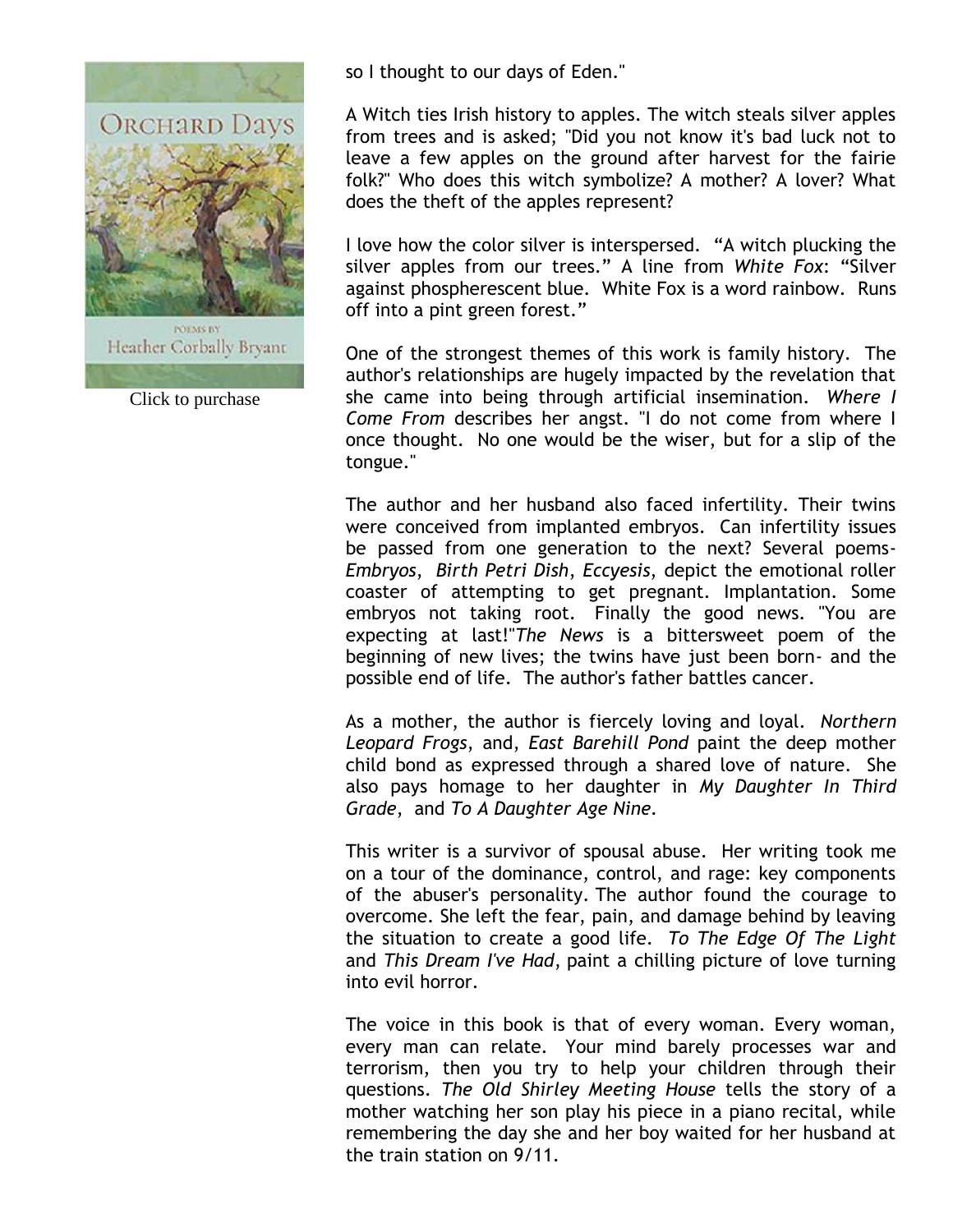Click to purchase

so I thought to our days of Eden."

A Witch ties Irish history to apples. The witch steals silver apples from trees and is asked; "Did you not know it's bad luck not to leave a few apples on the ground after harvest for the fairie folk?" Who does this witch symbolize? A mother? A lover? What does the theft of the apples represent?

I love how the color silver is interspersed. "A witch plucking the silver apples from our trees." A line from *White Fox*: "Silver against phospherescent blue. White Fox is a word rainbow. Runs off into a pint green forest."

One of the strongest themes of this work is family history. The author's relationships are hugely impacted by the revelation that she came into being through artificial insemination. *Where I Come From* describes her angst. "I do not come from where I once thought. No one would be the wiser, but for a slip of the tongue."

The author and her husband also faced infertility. Their twins were conceived from implanted embryos. Can infertility issues be passed from one generation to the next? Several poems- *Embryos*, *Birth Petri Dish*, *Eccyesis*, depict the emotional roller coaster of attempting to get pregnant. Implantation. Some embryos not taking root. Finally the good news. "You are expecting at last!"*The News* is a bittersweet poem of the beginning of new lives; the twins have just been born- and the possible end of life. The author's father battles cancer.

As a mother, the author is fiercely loving and loyal. *Northern Leopard Frogs*, and, *East Barehill Pond* paint the deep mother child bond as expressed through a shared love of nature. She also pays homage to her daughter in *My Daughter In Third Grade*, and *To A Daughter Age Nine*.

This writer is a survivor of spousal abuse. Her writing took me on a tour of the dominance, control, and rage: key components of the abuser's personality. The author found the courage to overcome. She left the fear, pain, and damage behind by leaving the situation to create a good life. *To The Edge Of The Light* and *This Dream I've Had*, paint a chilling picture of love turning into evil horror.

The voice in this book is that of every woman. Every woman, every man can relate. Your mind barely processes war and terrorism, then you try to help your children through their questions. *The Old Shirley Meeting House* tells the story of a mother watching her son play his piece in a piano recital, while remembering the day she and her boy waited for her husband at the train station on 9/11.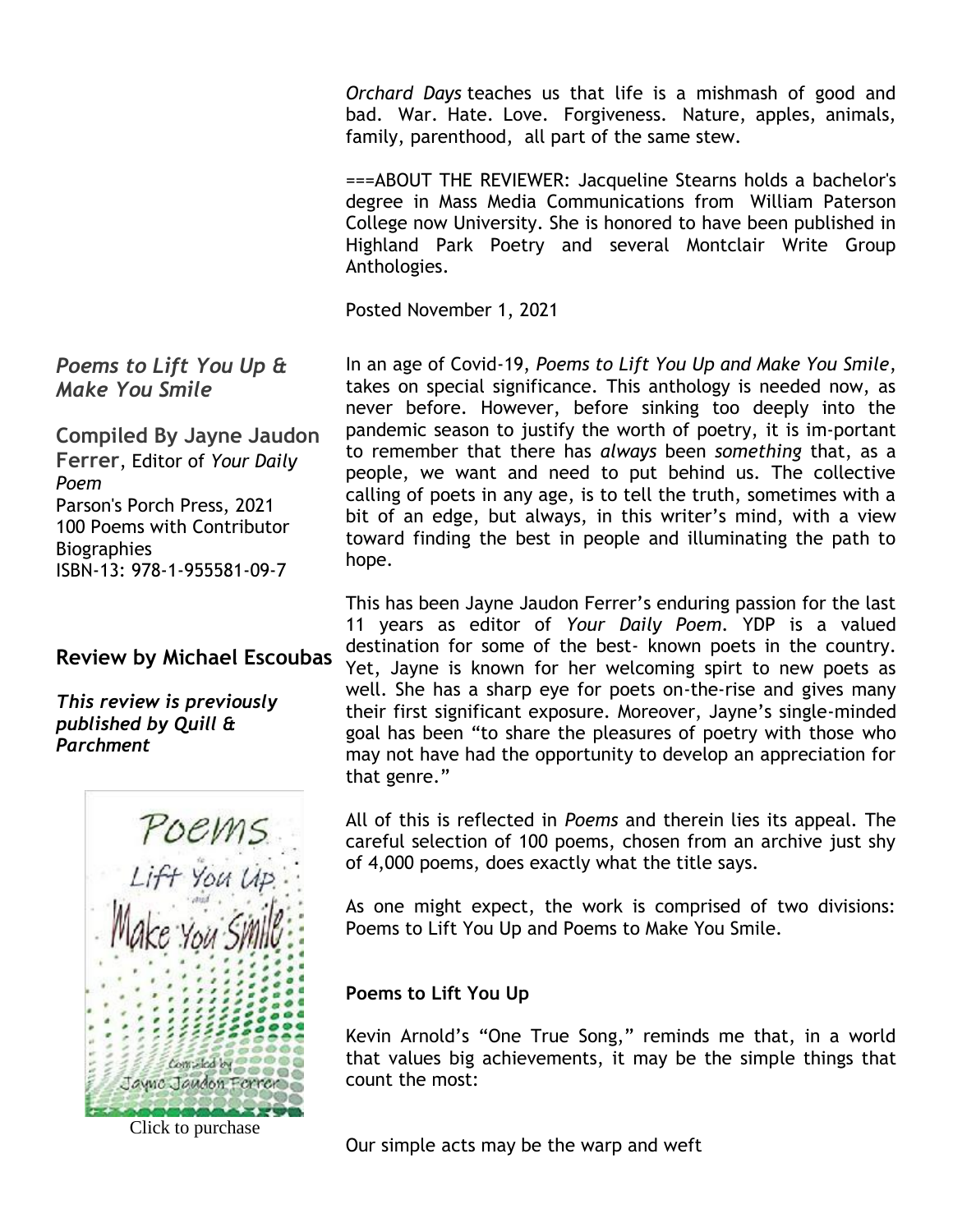*Orchard Days* teaches us that life is a mishmash of good and bad. War. Hate. Love. Forgiveness. Nature, apples, animals, family, parenthood, all part of the same stew.

===ABOUT THE REVIEWER: Jacqueline Stearns holds a bachelor's degree in Mass Media Communications from William Paterson College now University. She is honored to have been published in Highland Park Poetry and several Montclair Write Group Anthologies.

Posted November 1, 2021

### *Poems to Lift You Up & Make You Smile*

**Compiled By Jayne Jaudon Ferrer**, Editor of *Your Daily Poem*
Parson's Porch Press, 2021
100 Poems with Contributor Biographies
ISBN-13: 978-1-955581-09-7

### Review by Michael Escoubas

***This review is previously published by Quill & Parchment***

Click to purchase

In an age of Covid-19, *Poems to Lift You Up and Make You Smile*, takes on special significance. This anthology is needed now, as never before. However, before sinking too deeply into the pandemic season to justify the worth of poetry, it is im-portant to remember that there has *always* been *something* that, as a people, we want and need to put behind us. The collective calling of poets in any age, is to tell the truth, sometimes with a bit of an edge, but always, in this writer's mind, with a view toward finding the best in people and illuminating the path to hope.

This has been Jayne Jaudon Ferrer's enduring passion for the last 11 years as editor of *Your Daily Poem*. YDP is a valued destination for some of the best- known poets in the country. Yet, Jayne is known for her welcoming spirt to new poets as well. She has a sharp eye for poets on-the-rise and gives many their first significant exposure. Moreover, Jayne's single-minded goal has been "to share the pleasures of poetry with those who may not have had the opportunity to develop an appreciation for that genre."

All of this is reflected in *Poems* and therein lies its appeal. The careful selection of 100 poems, chosen from an archive just shy of 4,000 poems, does exactly what the title says.

As one might expect, the work is comprised of two divisions: Poems to Lift You Up and Poems to Make You Smile.

**Poems to Lift You Up**

Kevin Arnold's "One True Song," reminds me that, in a world that values big achievements, it may be the simple things that count the most:

Our simple acts may be the warp and weft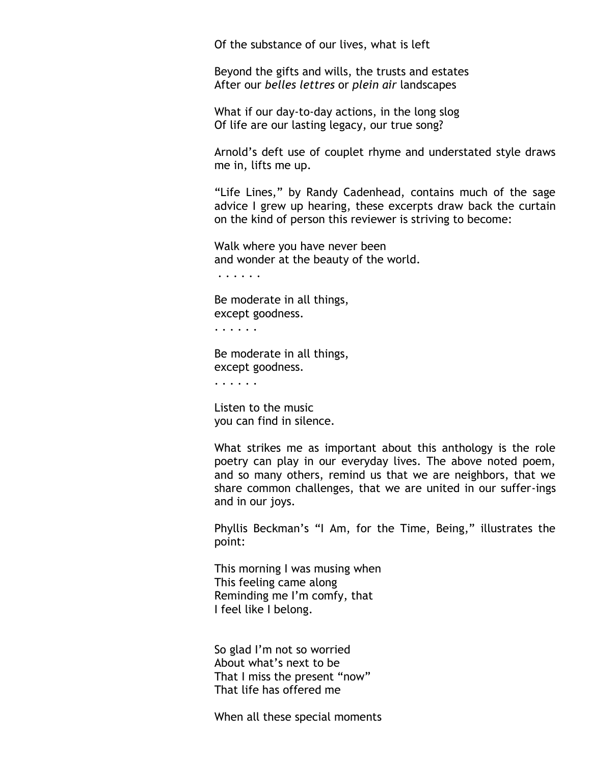Of the substance of our lives, what is left

Beyond the gifts and wills, the trusts and estates
After our *belles lettres* or *plein air* landscapes

What if our day-to-day actions, in the long slog
Of life are our lasting legacy, our true song?

Arnold's deft use of couplet rhyme and understated style draws me in, lifts me up.

"Life Lines," by Randy Cadenhead, contains much of the sage advice I grew up hearing, these excerpts draw back the curtain on the kind of person this reviewer is striving to become:

Walk where you have never been
and wonder at the beauty of the world.
. . . . . .

Be moderate in all things,
except goodness.
. . . . . .

Be moderate in all things,
except goodness.
. . . . . .

Listen to the music
you can find in silence.

What strikes me as important about this anthology is the role poetry can play in our everyday lives. The above noted poem, and so many others, remind us that we are neighbors, that we share common challenges, that we are united in our suffer-ings and in our joys.

Phyllis Beckman's "I Am, for the Time, Being," illustrates the point:

This morning I was musing when
This feeling came along
Reminding me I'm comfy, that
I feel like I belong.

So glad I'm not so worried
About what's next to be
That I miss the present "now"
That life has offered me

When all these special moments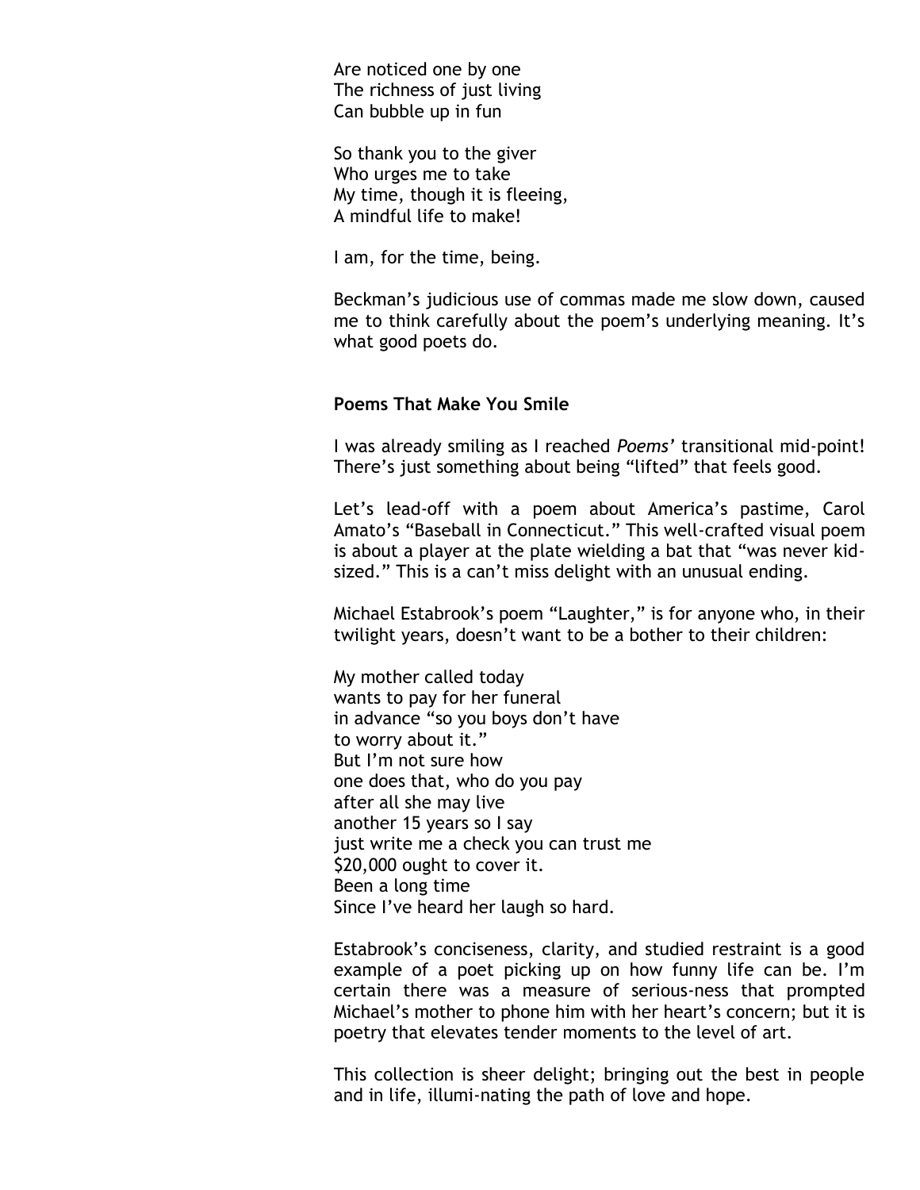Are noticed one by one  
The richness of just living  
Can bubble up in fun

So thank you to the giver  
Who urges me to take  
My time, though it is fleeing,  
A mindful life to make!

I am, for the time, being.

Beckman's judicious use of commas made me slow down, caused me to think carefully about the poem's underlying meaning. It's what good poets do.

**Poems That Make You Smile**

I was already smiling as I reached *Poems'* transitional mid-point! There's just something about being "lifted" that feels good.

Let's lead-off with a poem about America's pastime, Carol Amato's "Baseball in Connecticut." This well-crafted visual poem is about a player at the plate wielding a bat that "was never kid-sized." This is a can't miss delight with an unusual ending.

Michael Estabrook's poem "Laughter," is for anyone who, in their twilight years, doesn't want to be a bother to their children:

My mother called today  
wants to pay for her funeral  
in advance "so you boys don't have  
to worry about it."  
But I'm not sure how  
one does that, who do you pay  
after all she may live  
another 15 years so I say  
just write me a check you can trust me  
$20,000 ought to cover it.  
Been a long time  
Since I've heard her laugh so hard.

Estabrook's conciseness, clarity, and studied restraint is a good example of a poet picking up on how funny life can be. I'm certain there was a measure of serious-ness that prompted Michael's mother to phone him with her heart's concern; but it is poetry that elevates tender moments to the level of art.

This collection is sheer delight; bringing out the best in people and in life, illumi-nating the path of love and hope.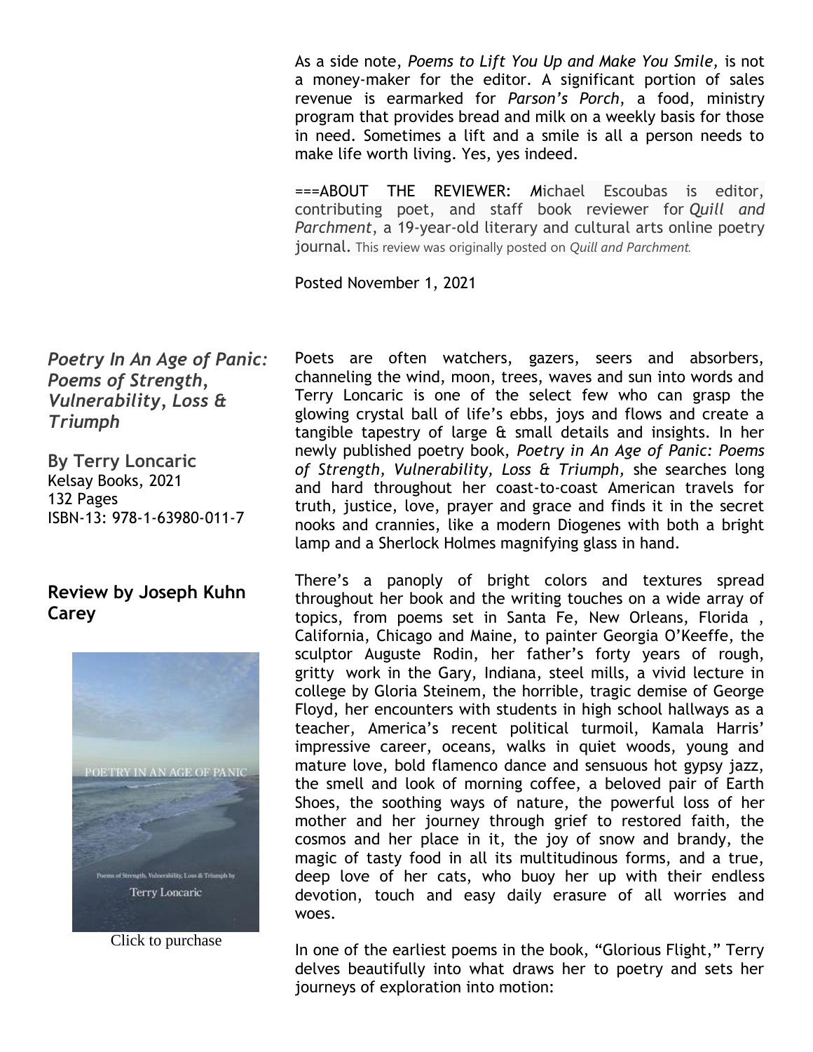As a side note, *Poems to Lift You Up and Make You Smile,* is not a money-maker for the editor. A significant portion of sales revenue is earmarked for *Parson's Porch*, a food, ministry program that provides bread and milk on a weekly basis for those in need. Sometimes a lift and a smile is all a person needs to make life worth living. Yes, yes indeed.

===ABOUT THE REVIEWER: *M*ichael Escoubas is editor, contributing poet, and staff book reviewer for *Quill and Parchment*, a 19-year-old literary and cultural arts online poetry journal. This review was originally posted on *Quill and Parchment.*

Posted November 1, 2021

***Poetry In An Age of Panic: Poems of Strength, Vulnerability, Loss & Triumph***

**By Terry Loncaric**
Kelsay Books, 2021
132 Pages
ISBN-13: 978-1-63980-011-7

## Review by Joseph Kuhn Carey

Click to purchase

Poets are often watchers, gazers, seers and absorbers, channeling the wind, moon, trees, waves and sun into words and Terry Loncaric is one of the select few who can grasp the glowing crystal ball of life's ebbs, joys and flows and create a tangible tapestry of large & small details and insights. In her newly published poetry book, *Poetry in An Age of Panic: Poems of Strength, Vulnerability, Loss & Triumph,* she searches long and hard throughout her coast-to-coast American travels for truth, justice, love, prayer and grace and finds it in the secret nooks and crannies, like a modern Diogenes with both a bright lamp and a Sherlock Holmes magnifying glass in hand.

There's a panoply of bright colors and textures spread throughout her book and the writing touches on a wide array of topics, from poems set in Santa Fe, New Orleans, Florida , California, Chicago and Maine, to painter Georgia O'Keeffe, the sculptor Auguste Rodin, her father's forty years of rough, gritty work in the Gary, Indiana, steel mills, a vivid lecture in college by Gloria Steinem, the horrible, tragic demise of George Floyd, her encounters with students in high school hallways as a teacher, America's recent political turmoil, Kamala Harris' impressive career, oceans, walks in quiet woods, young and mature love, bold flamenco dance and sensuous hot gypsy jazz, the smell and look of morning coffee, a beloved pair of Earth Shoes, the soothing ways of nature, the powerful loss of her mother and her journey through grief to restored faith, the cosmos and her place in it, the joy of snow and brandy, the magic of tasty food in all its multitudinous forms, and a true, deep love of her cats, who buoy her up with their endless devotion, touch and easy daily erasure of all worries and woes.

In one of the earliest poems in the book, "Glorious Flight," Terry delves beautifully into what draws her to poetry and sets her journeys of exploration into motion: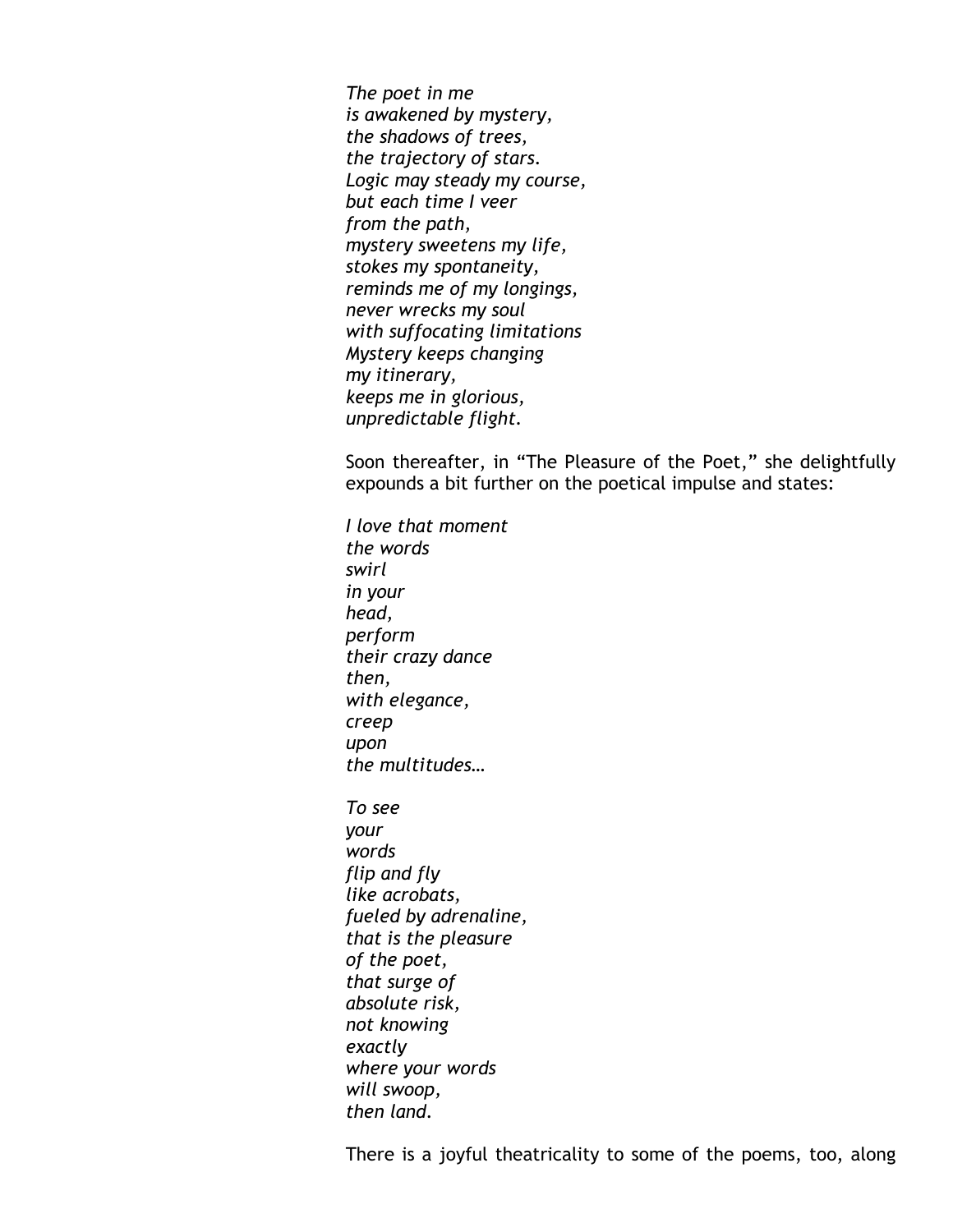*The poet in me*  
*is awakened by mystery,*  
*the shadows of trees,*  
*the trajectory of stars.*  
*Logic may steady my course,*  
*but each time I veer*  
*from the path,*  
*mystery sweetens my life,*  
*stokes my spontaneity,*  
*reminds me of my longings,*  
*never wrecks my soul*  
*with suffocating limitations*  
*Mystery keeps changing*  
*my itinerary,*  
*keeps me in glorious,*  
*unpredictable flight.*

Soon thereafter, in “The Pleasure of the Poet,” she delightfully expounds a bit further on the poetical impulse and states:

*I love that moment*  
*the words*  
*swirl*  
*in your*  
*head,*  
*perform*  
*their crazy dance*  
*then,*  
*with elegance,*  
*creep*  
*upon*  
*the multitudes…*

*To see*  
*your*  
*words*  
*flip and fly*  
*like acrobats,*  
*fueled by adrenaline,*  
*that is the pleasure*  
*of the poet,*  
*that surge of*  
*absolute risk,*  
*not knowing*  
*exactly*  
*where your words*  
*will swoop,*  
*then land.*

There is a joyful theatricality to some of the poems, too, along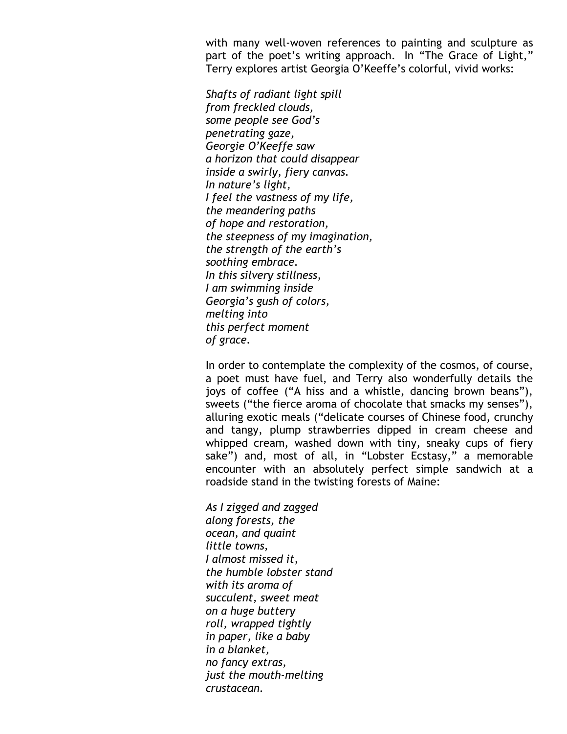with many well-woven references to painting and sculpture as part of the poet's writing approach. In "The Grace of Light," Terry explores artist Georgia O'Keeffe's colorful, vivid works:

*Shafts of radiant light spill*  
*from freckled clouds,*  
*some people see God's*  
*penetrating gaze,*  
*Georgie O'Keeffe saw*  
*a horizon that could disappear*  
*inside a swirly, fiery canvas.*  
*In nature's light,*  
*I feel the vastness of my life,*  
*the meandering paths*  
*of hope and restoration,*  
*the steepness of my imagination,*  
*the strength of the earth's*  
*soothing embrace.*  
*In this silvery stillness,*  
*I am swimming inside*  
*Georgia's gush of colors,*  
*melting into*  
*this perfect moment*  
*of grace.*

In order to contemplate the complexity of the cosmos, of course, a poet must have fuel, and Terry also wonderfully details the joys of coffee ("A hiss and a whistle, dancing brown beans"), sweets ("the fierce aroma of chocolate that smacks my senses"), alluring exotic meals ("delicate courses of Chinese food, crunchy and tangy, plump strawberries dipped in cream cheese and whipped cream, washed down with tiny, sneaky cups of fiery sake") and, most of all, in "Lobster Ecstasy," a memorable encounter with an absolutely perfect simple sandwich at a roadside stand in the twisting forests of Maine:

*As I zigged and zagged*  
*along forests, the*  
*ocean, and quaint*  
*little towns,*  
*I almost missed it,*  
*the humble lobster stand*  
*with its aroma of*  
*succulent, sweet meat*  
*on a huge buttery*  
*roll, wrapped tightly*  
*in paper, like a baby*  
*in a blanket,*  
*no fancy extras,*  
*just the mouth-melting*  
*crustacean.*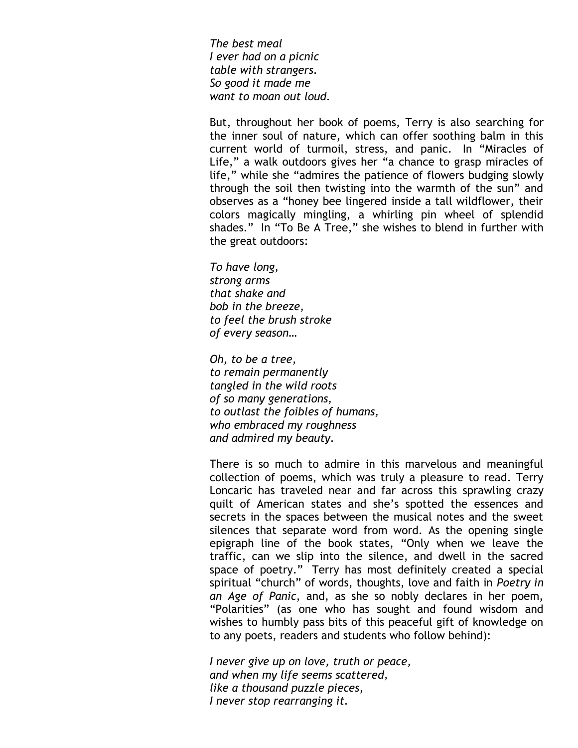*The best meal*
*I ever had on a picnic*
*table with strangers.*
*So good it made me*
*want to moan out loud.*

But, throughout her book of poems, Terry is also searching for the inner soul of nature, which can offer soothing balm in this current world of turmoil, stress, and panic. In "Miracles of Life," a walk outdoors gives her "a chance to grasp miracles of life," while she "admires the patience of flowers budging slowly through the soil then twisting into the warmth of the sun" and observes as a "honey bee lingered inside a tall wildflower, their colors magically mingling, a whirling pin wheel of splendid shades." In "To Be A Tree," she wishes to blend in further with the great outdoors:

*To have long,*
*strong arms*
*that shake and*
*bob in the breeze,*
*to feel the brush stroke*
*of every season…*

*Oh, to be a tree,*
*to remain permanently*
*tangled in the wild roots*
*of so many generations,*
*to outlast the foibles of humans,*
*who embraced my roughness*
*and admired my beauty.*

There is so much to admire in this marvelous and meaningful collection of poems, which was truly a pleasure to read. Terry Loncaric has traveled near and far across this sprawling crazy quilt of American states and she's spotted the essences and secrets in the spaces between the musical notes and the sweet silences that separate word from word. As the opening single epigraph line of the book states, "Only when we leave the traffic, can we slip into the silence, and dwell in the sacred space of poetry." Terry has most definitely created a special spiritual "church" of words, thoughts, love and faith in *Poetry in an Age of Panic*, and, as she so nobly declares in her poem, "Polarities" (as one who has sought and found wisdom and wishes to humbly pass bits of this peaceful gift of knowledge on to any poets, readers and students who follow behind):

*I never give up on love, truth or peace,*
*and when my life seems scattered,*
*like a thousand puzzle pieces,*
*I never stop rearranging it.*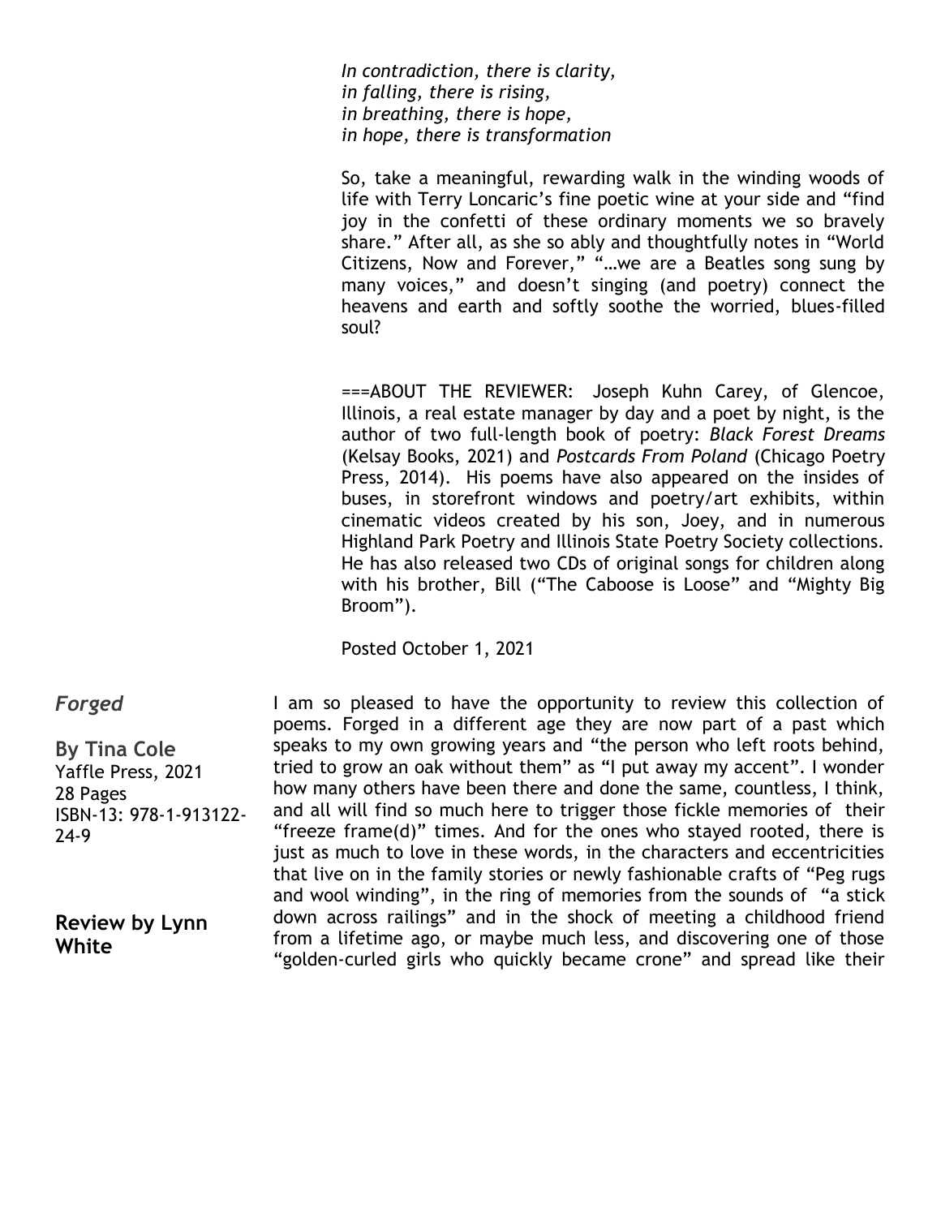*In contradiction, there is clarity,*
*in falling, there is rising,*
*in breathing, there is hope,*
*in hope, there is transformation*

So, take a meaningful, rewarding walk in the winding woods of life with Terry Loncaric's fine poetic wine at your side and "find joy in the confetti of these ordinary moments we so bravely share." After all, as she so ably and thoughtfully notes in "World Citizens, Now and Forever," "…we are a Beatles song sung by many voices," and doesn't singing (and poetry) connect the heavens and earth and softly soothe the worried, blues-filled soul?

===ABOUT THE REVIEWER: Joseph Kuhn Carey, of Glencoe, Illinois, a real estate manager by day and a poet by night, is the author of two full-length book of poetry: *Black Forest Dreams* (Kelsay Books, 2021) and *Postcards From Poland* (Chicago Poetry Press, 2014). His poems have also appeared on the insides of buses, in storefront windows and poetry/art exhibits, within cinematic videos created by his son, Joey, and in numerous Highland Park Poetry and Illinois State Poetry Society collections. He has also released two CDs of original songs for children along with his brother, Bill ("The Caboose is Loose" and "Mighty Big Broom").

Posted October 1, 2021

## *Forged*

**By Tina Cole**
Yaffle Press, 2021
28 Pages
ISBN-13: 978-1-913122-24-9

**Review by Lynn White**

I am so pleased to have the opportunity to review this collection of poems. Forged in a different age they are now part of a past which speaks to my own growing years and "the person who left roots behind, tried to grow an oak without them" as "I put away my accent". I wonder how many others have been there and done the same, countless, I think, and all will find so much here to trigger those fickle memories of their "freeze frame(d)" times. And for the ones who stayed rooted, there is just as much to love in these words, in the characters and eccentricities that live on in the family stories or newly fashionable crafts of "Peg rugs and wool winding", in the ring of memories from the sounds of "a stick down across railings" and in the shock of meeting a childhood friend from a lifetime ago, or maybe much less, and discovering one of those "golden-curled girls who quickly became crone" and spread like their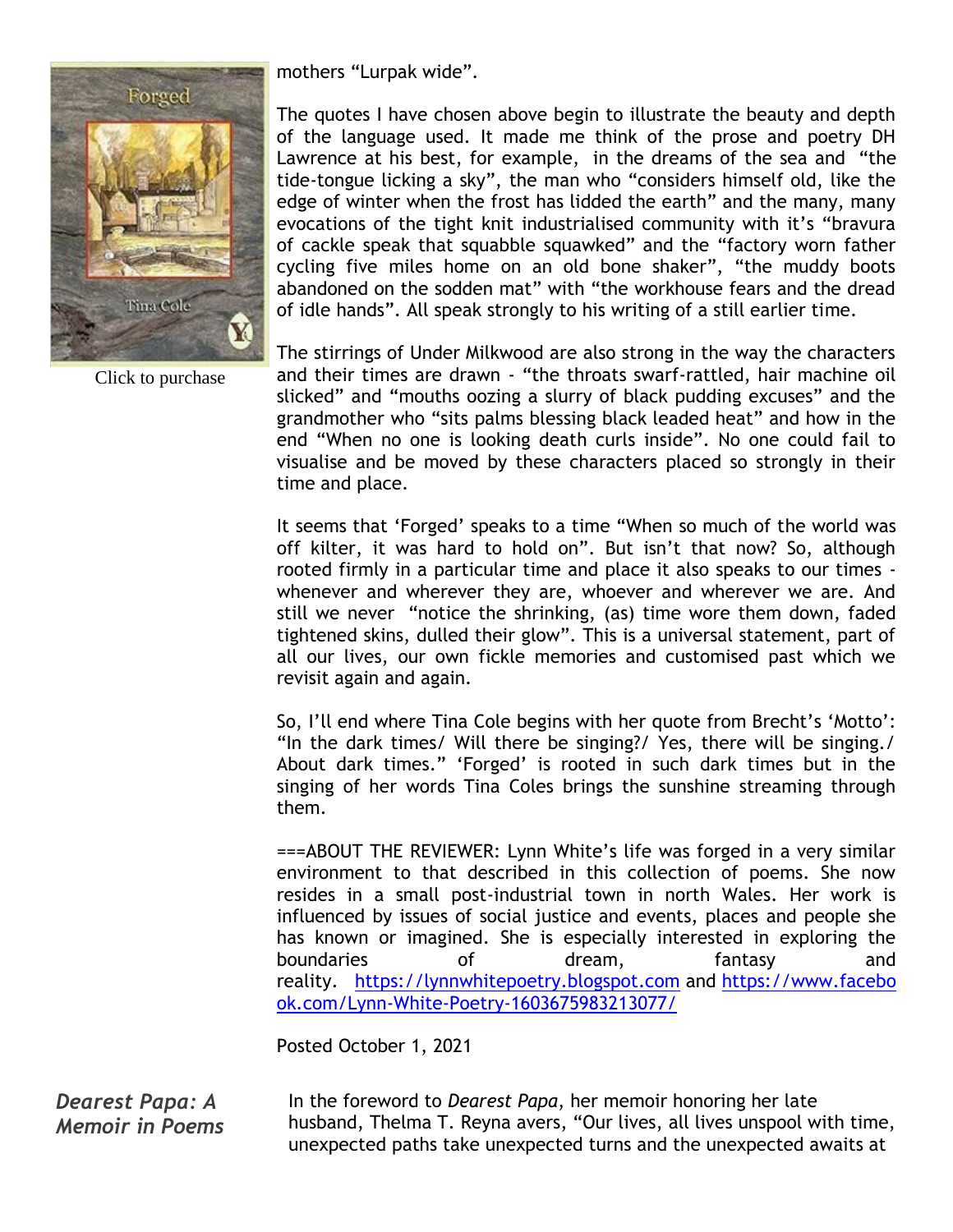Click to purchase

mothers "Lurpak wide".

The quotes I have chosen above begin to illustrate the beauty and depth of the language used. It made me think of the prose and poetry DH Lawrence at his best, for example, in the dreams of the sea and "the tide-tongue licking a sky", the man who "considers himself old, like the edge of winter when the frost has lidded the earth" and the many, many evocations of the tight knit industrialised community with it's "bravura of cackle speak that squabble squawked" and the "factory worn father cycling five miles home on an old bone shaker", "the muddy boots abandoned on the sodden mat" with "the workhouse fears and the dread of idle hands". All speak strongly to his writing of a still earlier time.

The stirrings of Under Milkwood are also strong in the way the characters and their times are drawn - "the throats swarf-rattled, hair machine oil slicked" and "mouths oozing a slurry of black pudding excuses" and the grandmother who "sits palms blessing black leaded heat" and how in the end "When no one is looking death curls inside". No one could fail to visualise and be moved by these characters placed so strongly in their time and place.

It seems that 'Forged' speaks to a time "When so much of the world was off kilter, it was hard to hold on". But isn't that now? So, although rooted firmly in a particular time and place it also speaks to our times - whenever and wherever they are, whoever and wherever we are. And still we never "notice the shrinking, (as) time wore them down, faded tightened skins, dulled their glow". This is a universal statement, part of all our lives, our own fickle memories and customised past which we revisit again and again.

So, I'll end where Tina Cole begins with her quote from Brecht's 'Motto': "In the dark times/ Will there be singing?/ Yes, there will be singing./ About dark times." 'Forged' is rooted in such dark times but in the singing of her words Tina Coles brings the sunshine streaming through them.

===ABOUT THE REVIEWER: Lynn White's life was forged in a very similar environment to that described in this collection of poems. She now resides in a small post-industrial town in north Wales. Her work is influenced by issues of social justice and events, places and people she has known or imagined. She is especially interested in exploring the boundaries of dream, fantasy and reality. https://lynnwhitepoetry.blogspot.com and https://www.facebook.com/Lynn-White-Poetry-1603675983213077/

Posted October 1, 2021

***Dearest Papa: A Memoir in Poems***

In the foreword to *Dearest Papa*, her memoir honoring her late husband, Thelma T. Reyna avers, "Our lives, all lives unspool with time, unexpected paths take unexpected turns and the unexpected awaits at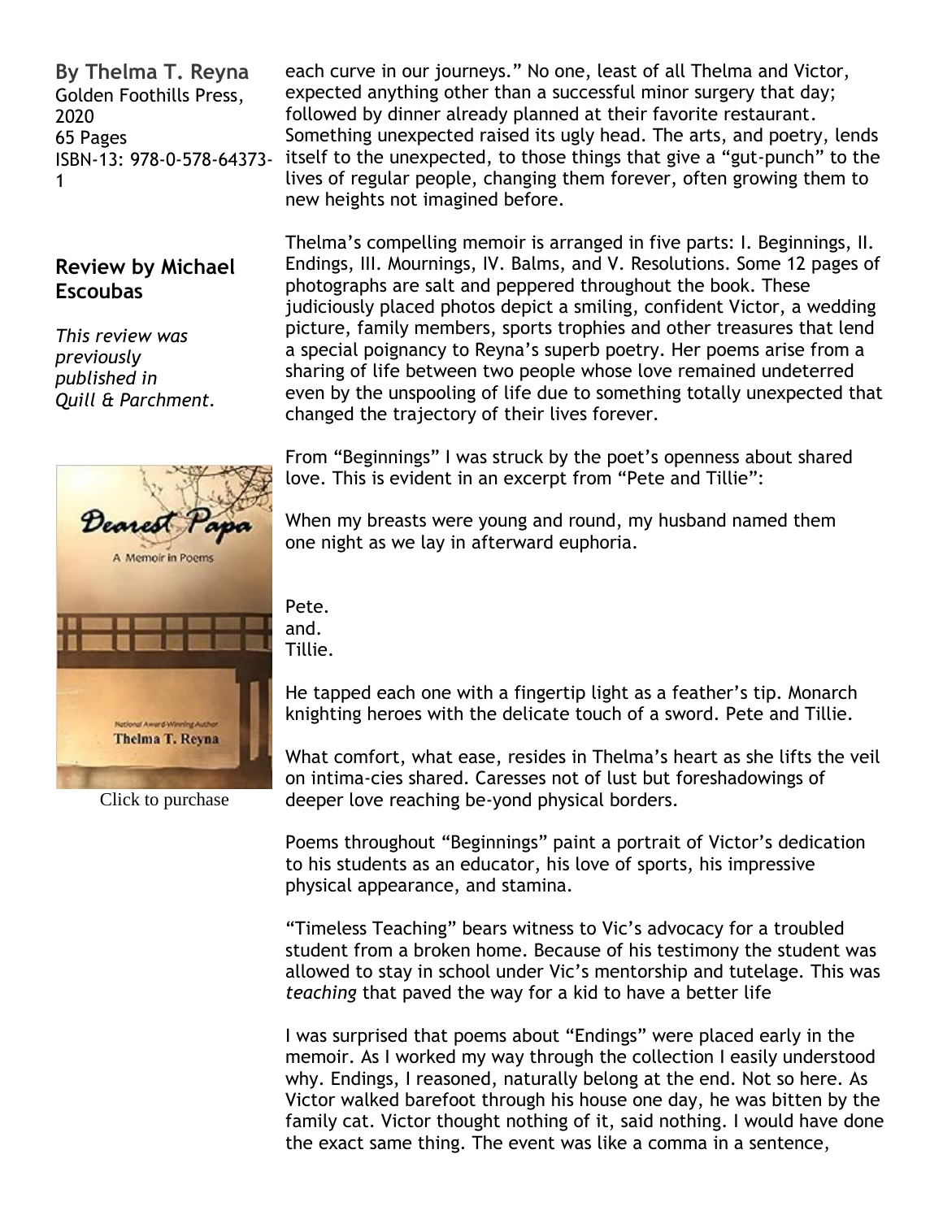**By Thelma T. Reyna**
Golden Foothills Press, 2020
65 Pages
ISBN-13: 978-0-578-64373-1

### Review by Michael Escoubas

*This review was previously published in Quill & Parchment.*

Click to purchase

each curve in our journeys." No one, least of all Thelma and Victor, expected anything other than a successful minor surgery that day; followed by dinner already planned at their favorite restaurant. Something unexpected raised its ugly head. The arts, and poetry, lends itself to the unexpected, to those things that give a "gut-punch" to the lives of regular people, changing them forever, often growing them to new heights not imagined before.

Thelma's compelling memoir is arranged in five parts: I. Beginnings, II. Endings, III. Mournings, IV. Balms, and V. Resolutions. Some 12 pages of photographs are salt and peppered throughout the book. These judiciously placed photos depict a smiling, confident Victor, a wedding picture, family members, sports trophies and other treasures that lend a special poignancy to Reyna's superb poetry. Her poems arise from a sharing of life between two people whose love remained undeterred even by the unspooling of life due to something totally unexpected that changed the trajectory of their lives forever.

From "Beginnings" I was struck by the poet's openness about shared love. This is evident in an excerpt from "Pete and Tillie":

When my breasts were young and round, my husband named them one night as we lay in afterward euphoria.

Pete.
and.
Tillie.

He tapped each one with a fingertip light as a feather's tip. Monarch knighting heroes with the delicate touch of a sword. Pete and Tillie.

What comfort, what ease, resides in Thelma's heart as she lifts the veil on intima-cies shared. Caresses not of lust but foreshadowings of deeper love reaching be-yond physical borders.

Poems throughout "Beginnings" paint a portrait of Victor's dedication to his students as an educator, his love of sports, his impressive physical appearance, and stamina.

"Timeless Teaching" bears witness to Vic's advocacy for a troubled student from a broken home. Because of his testimony the student was allowed to stay in school under Vic's mentorship and tutelage. This was *teaching* that paved the way for a kid to have a better life

I was surprised that poems about "Endings" were placed early in the memoir. As I worked my way through the collection I easily understood why. Endings, I reasoned, naturally belong at the end. Not so here. As Victor walked barefoot through his house one day, he was bitten by the family cat. Victor thought nothing of it, said nothing. I would have done the exact same thing. The event was like a comma in a sentence,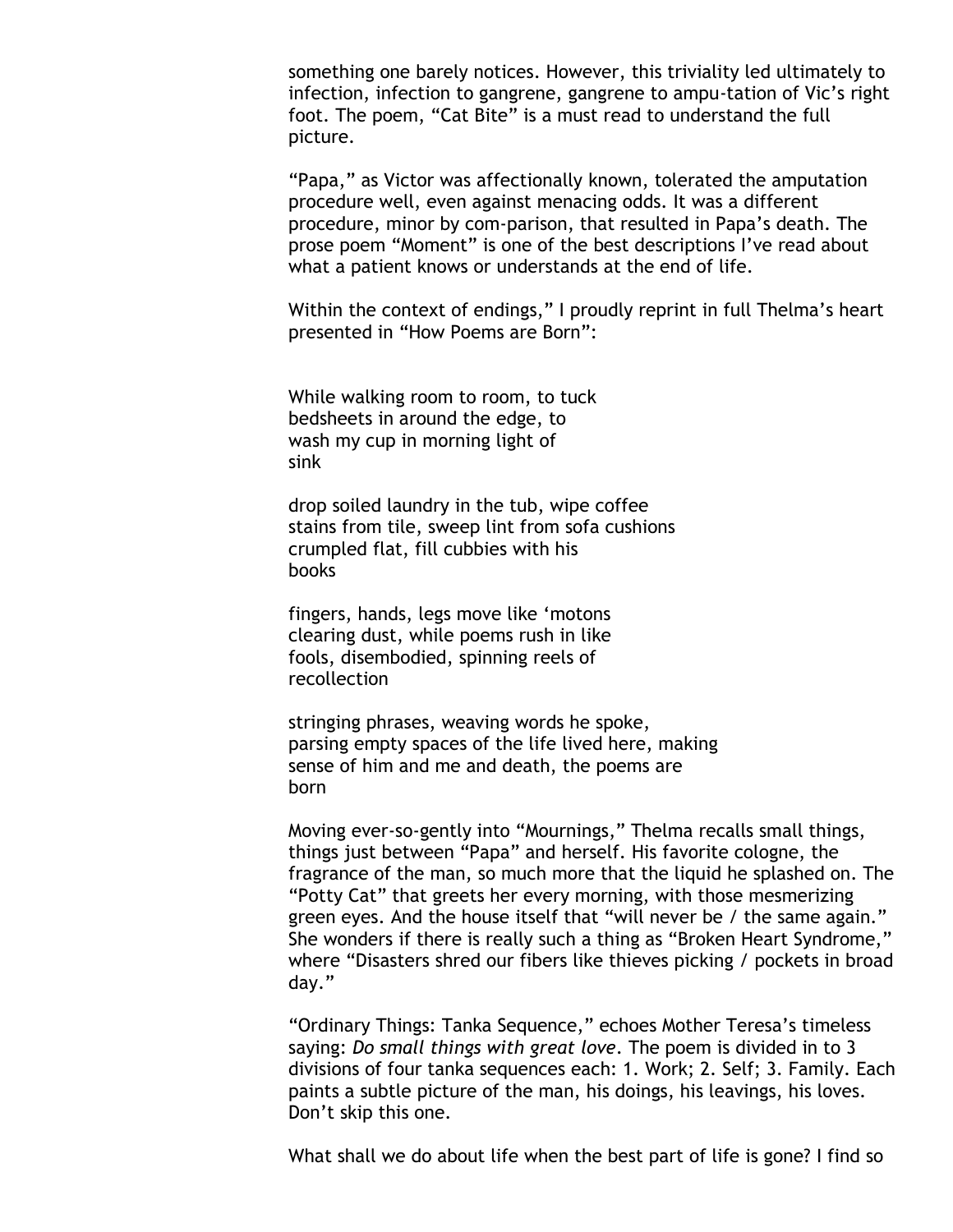something one barely notices. However, this triviality led ultimately to infection, infection to gangrene, gangrene to ampu-tation of Vic's right foot. The poem, "Cat Bite" is a must read to understand the full picture.

"Papa," as Victor was affectionally known, tolerated the amputation procedure well, even against menacing odds. It was a different procedure, minor by com-parison, that resulted in Papa's death. The prose poem "Moment" is one of the best descriptions I've read about what a patient knows or understands at the end of life.

Within the context of endings," I proudly reprint in full Thelma's heart presented in "How Poems are Born":

While walking room to room, to tuck  
bedsheets in around the edge, to  
wash my cup in morning light of  
sink

drop soiled laundry in the tub, wipe coffee  
stains from tile, sweep lint from sofa cushions  
crumpled flat, fill cubbies with his  
books

fingers, hands, legs move like 'motons  
clearing dust, while poems rush in like  
fools, disembodied, spinning reels of  
recollection

stringing phrases, weaving words he spoke,  
parsing empty spaces of the life lived here, making  
sense of him and me and death, the poems are  
born

Moving ever-so-gently into "Mournings," Thelma recalls small things, things just between "Papa" and herself. His favorite cologne, the fragrance of the man, so much more that the liquid he splashed on. The "Potty Cat" that greets her every morning, with those mesmerizing green eyes. And the house itself that "will never be / the same again." She wonders if there is really such a thing as "Broken Heart Syndrome," where "Disasters shred our fibers like thieves picking / pockets in broad day."

"Ordinary Things: Tanka Sequence," echoes Mother Teresa's timeless saying: *Do small things with great love*. The poem is divided in to 3 divisions of four tanka sequences each: 1. Work; 2. Self; 3. Family. Each paints a subtle picture of the man, his doings, his leavings, his loves. Don't skip this one.

What shall we do about life when the best part of life is gone? I find so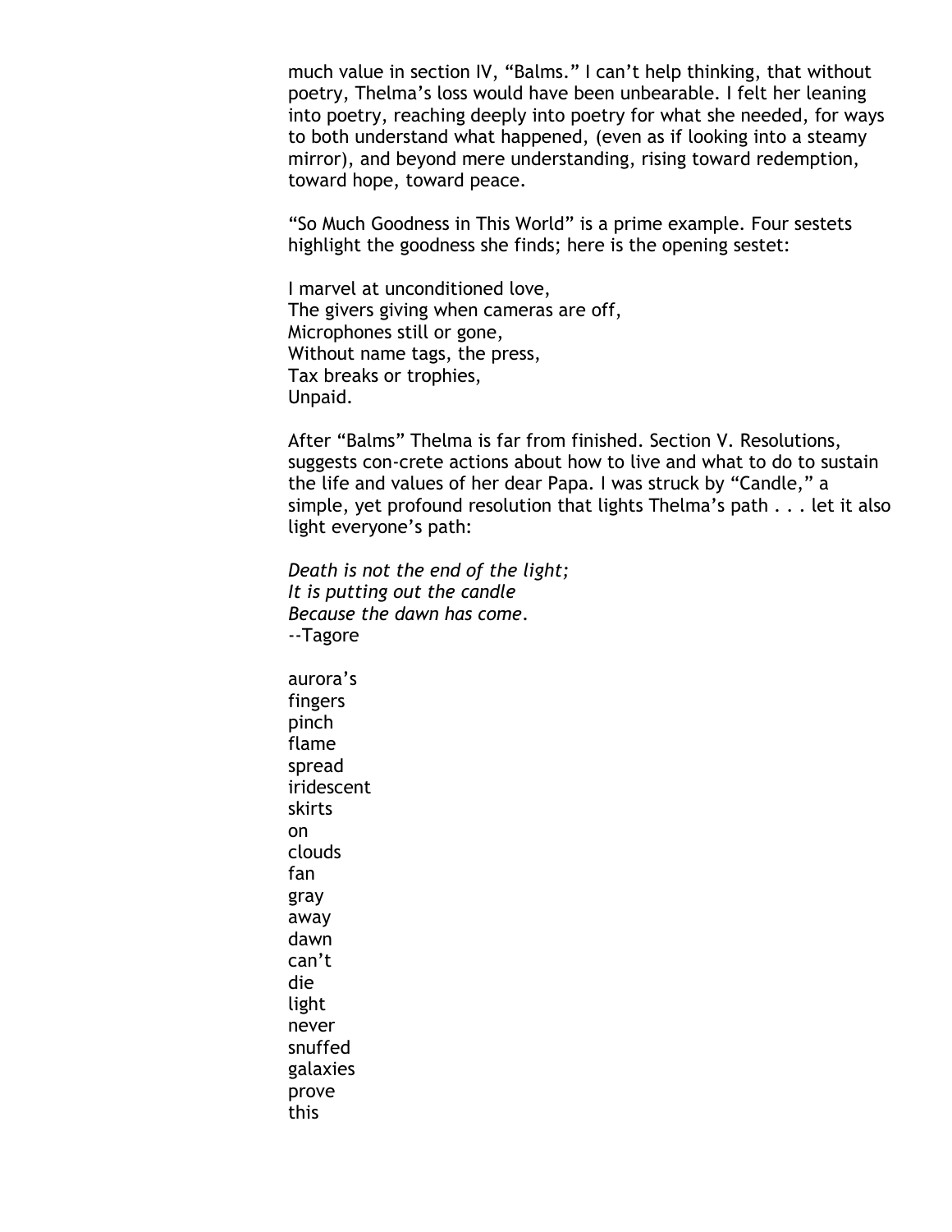much value in section IV, “Balms.” I can’t help thinking, that without poetry, Thelma’s loss would have been unbearable. I felt her leaning into poetry, reaching deeply into poetry for what she needed, for ways to both understand what happened, (even as if looking into a steamy mirror), and beyond mere understanding, rising toward redemption, toward hope, toward peace.

“So Much Goodness in This World” is a prime example. Four sestets highlight the goodness she finds; here is the opening sestet:

I marvel at unconditioned love,  
The givers giving when cameras are off,  
Microphones still or gone,  
Without name tags, the press,  
Tax breaks or trophies,  
Unpaid.

After “Balms” Thelma is far from finished. Section V. Resolutions, suggests con-crete actions about how to live and what to do to sustain the life and values of her dear Papa. I was struck by “Candle,” a simple, yet profound resolution that lights Thelma’s path . . . let it also light everyone’s path:

*Death is not the end of the light;*  
*It is putting out the candle*  
*Because the dawn has come.*  
--Tagore

aurora’s  
fingers  
pinch  
flame  
spread  
iridescent  
skirts  
on  
clouds  
fan  
gray  
away  
dawn  
can’t  
die  
light  
never  
snuffed  
galaxies  
prove  
this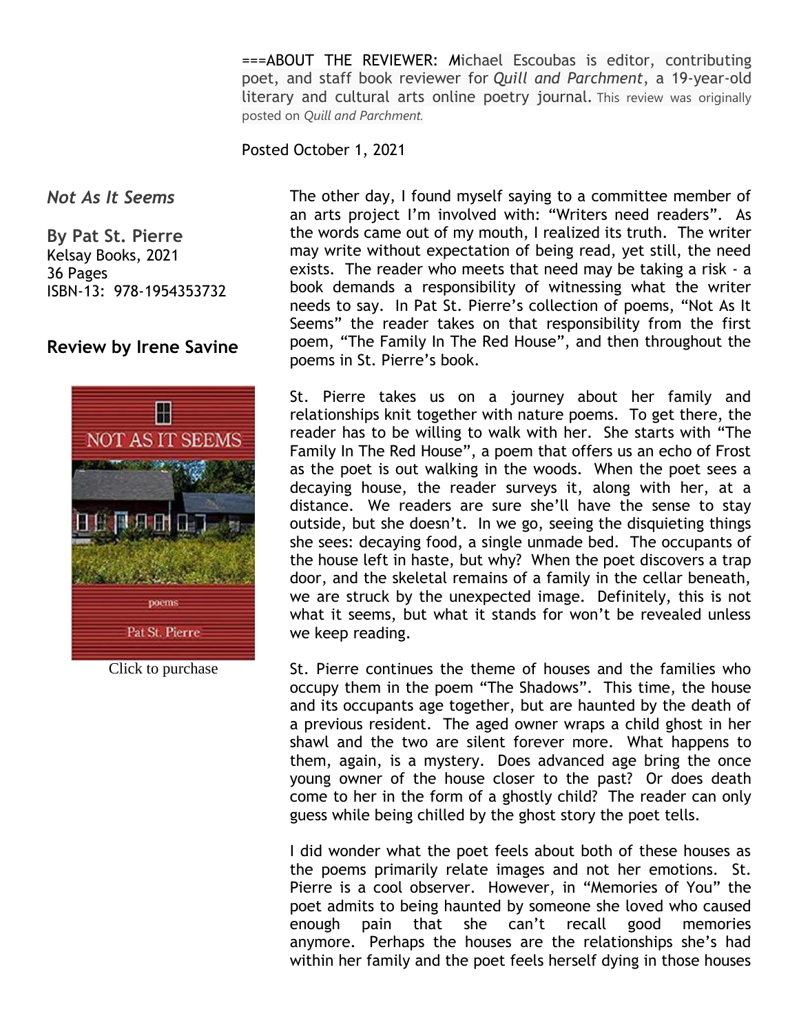===ABOUT THE REVIEWER: Michael Escoubas is editor, contributing poet, and staff book reviewer for *Quill and Parchment*, a 19-year-old literary and cultural arts online poetry journal. This review was originally posted on *Quill and Parchment.*

Posted October 1, 2021

***Not As It Seems***

**By Pat St. Pierre**
Kelsay Books, 2021
36 Pages
ISBN-13: 978-1954353732

## Review by Irene Savine

Click to purchase

The other day, I found myself saying to a committee member of an arts project I'm involved with: "Writers need readers". As the words came out of my mouth, I realized its truth. The writer may write without expectation of being read, yet still, the need exists. The reader who meets that need may be taking a risk - a book demands a responsibility of witnessing what the writer needs to say. In Pat St. Pierre's collection of poems, "Not As It Seems" the reader takes on that responsibility from the first poem, "The Family In The Red House", and then throughout the poems in St. Pierre's book.

St. Pierre takes us on a journey about her family and relationships knit together with nature poems. To get there, the reader has to be willing to walk with her. She starts with "The Family In The Red House", a poem that offers us an echo of Frost as the poet is out walking in the woods. When the poet sees a decaying house, the reader surveys it, along with her, at a distance. We readers are sure she'll have the sense to stay outside, but she doesn't. In we go, seeing the disquieting things she sees: decaying food, a single unmade bed. The occupants of the house left in haste, but why? When the poet discovers a trap door, and the skeletal remains of a family in the cellar beneath, we are struck by the unexpected image. Definitely, this is not what it seems, but what it stands for won't be revealed unless we keep reading.

St. Pierre continues the theme of houses and the families who occupy them in the poem "The Shadows". This time, the house and its occupants age together, but are haunted by the death of a previous resident. The aged owner wraps a child ghost in her shawl and the two are silent forever more. What happens to them, again, is a mystery. Does advanced age bring the once young owner of the house closer to the past? Or does death come to her in the form of a ghostly child? The reader can only guess while being chilled by the ghost story the poet tells.

I did wonder what the poet feels about both of these houses as the poems primarily relate images and not her emotions. St. Pierre is a cool observer. However, in "Memories of You" the poet admits to being haunted by someone she loved who caused enough pain that she can't recall good memories anymore. Perhaps the houses are the relationships she's had within her family and the poet feels herself dying in those houses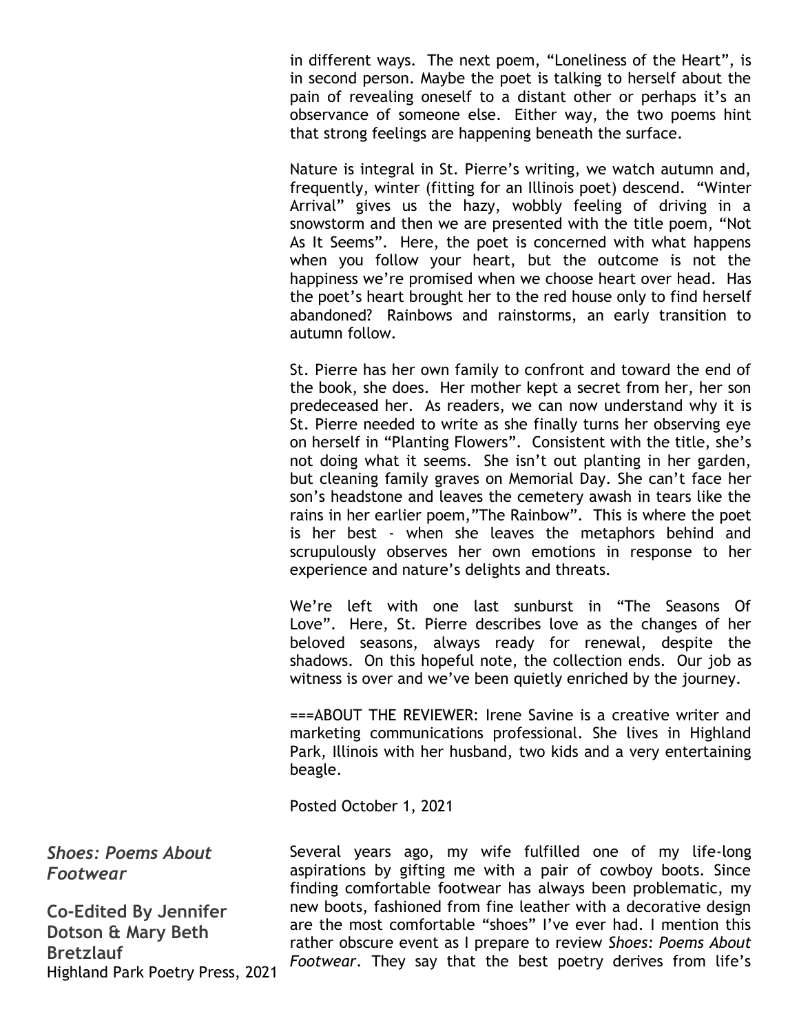in different ways. The next poem, "Loneliness of the Heart", is in second person. Maybe the poet is talking to herself about the pain of revealing oneself to a distant other or perhaps it's an observance of someone else. Either way, the two poems hint that strong feelings are happening beneath the surface.

Nature is integral in St. Pierre's writing, we watch autumn and, frequently, winter (fitting for an Illinois poet) descend. "Winter Arrival" gives us the hazy, wobbly feeling of driving in a snowstorm and then we are presented with the title poem, "Not As It Seems". Here, the poet is concerned with what happens when you follow your heart, but the outcome is not the happiness we're promised when we choose heart over head. Has the poet's heart brought her to the red house only to find herself abandoned? Rainbows and rainstorms, an early transition to autumn follow.

St. Pierre has her own family to confront and toward the end of the book, she does. Her mother kept a secret from her, her son predeceased her. As readers, we can now understand why it is St. Pierre needed to write as she finally turns her observing eye on herself in "Planting Flowers". Consistent with the title, she's not doing what it seems. She isn't out planting in her garden, but cleaning family graves on Memorial Day. She can't face her son's headstone and leaves the cemetery awash in tears like the rains in her earlier poem,"The Rainbow". This is where the poet is her best - when she leaves the metaphors behind and scrupulously observes her own emotions in response to her experience and nature's delights and threats.

We're left with one last sunburst in "The Seasons Of Love". Here, St. Pierre describes love as the changes of her beloved seasons, always ready for renewal, despite the shadows. On this hopeful note, the collection ends. Our job as witness is over and we've been quietly enriched by the journey.

===ABOUT THE REVIEWER: Irene Savine is a creative writer and marketing communications professional. She lives in Highland Park, Illinois with her husband, two kids and a very entertaining beagle.

Posted October 1, 2021

***Shoes: Poems About Footwear***

**Co-Edited By Jennifer Dotson & Mary Beth Bretzlauf**
Highland Park Poetry Press, 2021

Several years ago, my wife fulfilled one of my life-long aspirations by gifting me with a pair of cowboy boots. Since finding comfortable footwear has always been problematic, my new boots, fashioned from fine leather with a decorative design are the most comfortable "shoes" I've ever had. I mention this rather obscure event as I prepare to review *Shoes: Poems About Footwear*. They say that the best poetry derives from life's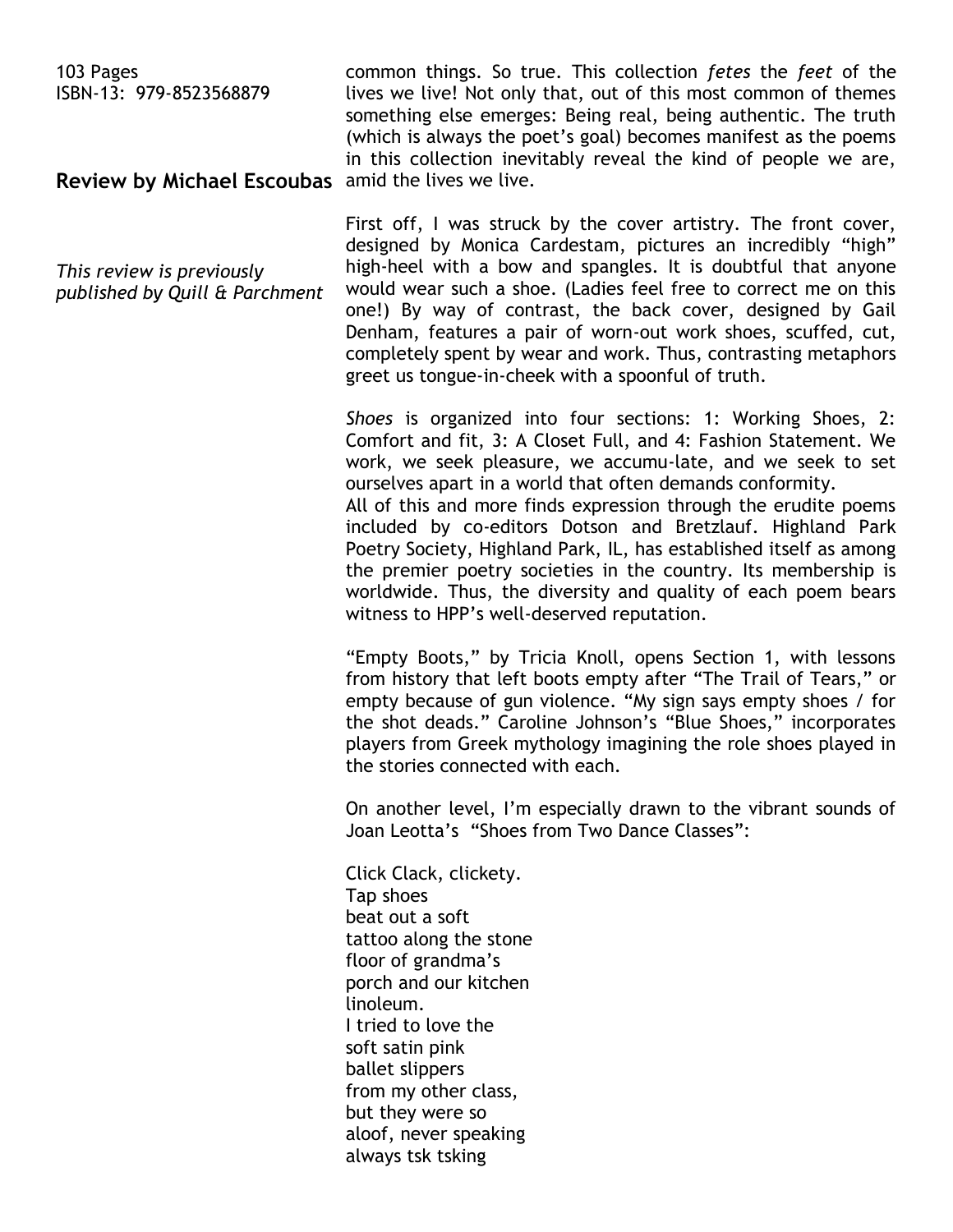103 Pages
ISBN-13: 979-8523568879

**Review by Michael Escoubas**

*This review is previously published by Quill & Parchment*

common things. So true. This collection *fetes* the *feet* of the lives we live! Not only that, out of this most common of themes something else emerges: Being real, being authentic. The truth (which is always the poet's goal) becomes manifest as the poems in this collection inevitably reveal the kind of people we are, amid the lives we live.

First off, I was struck by the cover artistry. The front cover, designed by Monica Cardestam, pictures an incredibly "high" high-heel with a bow and spangles. It is doubtful that anyone would wear such a shoe. (Ladies feel free to correct me on this one!) By way of contrast, the back cover, designed by Gail Denham, features a pair of worn-out work shoes, scuffed, cut, completely spent by wear and work. Thus, contrasting metaphors greet us tongue-in-cheek with a spoonful of truth.

*Shoes* is organized into four sections: 1: Working Shoes, 2: Comfort and fit, 3: A Closet Full, and 4: Fashion Statement. We work, we seek pleasure, we accumu-late, and we seek to set ourselves apart in a world that often demands conformity.
All of this and more finds expression through the erudite poems included by co-editors Dotson and Bretzlauf. Highland Park Poetry Society, Highland Park, IL, has established itself as among the premier poetry societies in the country. Its membership is worldwide. Thus, the diversity and quality of each poem bears witness to HPP's well-deserved reputation.

"Empty Boots," by Tricia Knoll, opens Section 1, with lessons from history that left boots empty after "The Trail of Tears," or empty because of gun violence. "My sign says empty shoes / for the shot deads." Caroline Johnson's "Blue Shoes," incorporates players from Greek mythology imagining the role shoes played in the stories connected with each.

On another level, I'm especially drawn to the vibrant sounds of Joan Leotta's "Shoes from Two Dance Classes":

Click Clack, clickety.
Tap shoes
beat out a soft
tattoo along the stone
floor of grandma's
porch and our kitchen
linoleum.
I tried to love the
soft satin pink
ballet slippers
from my other class,
but they were so
aloof, never speaking
always tsk tsking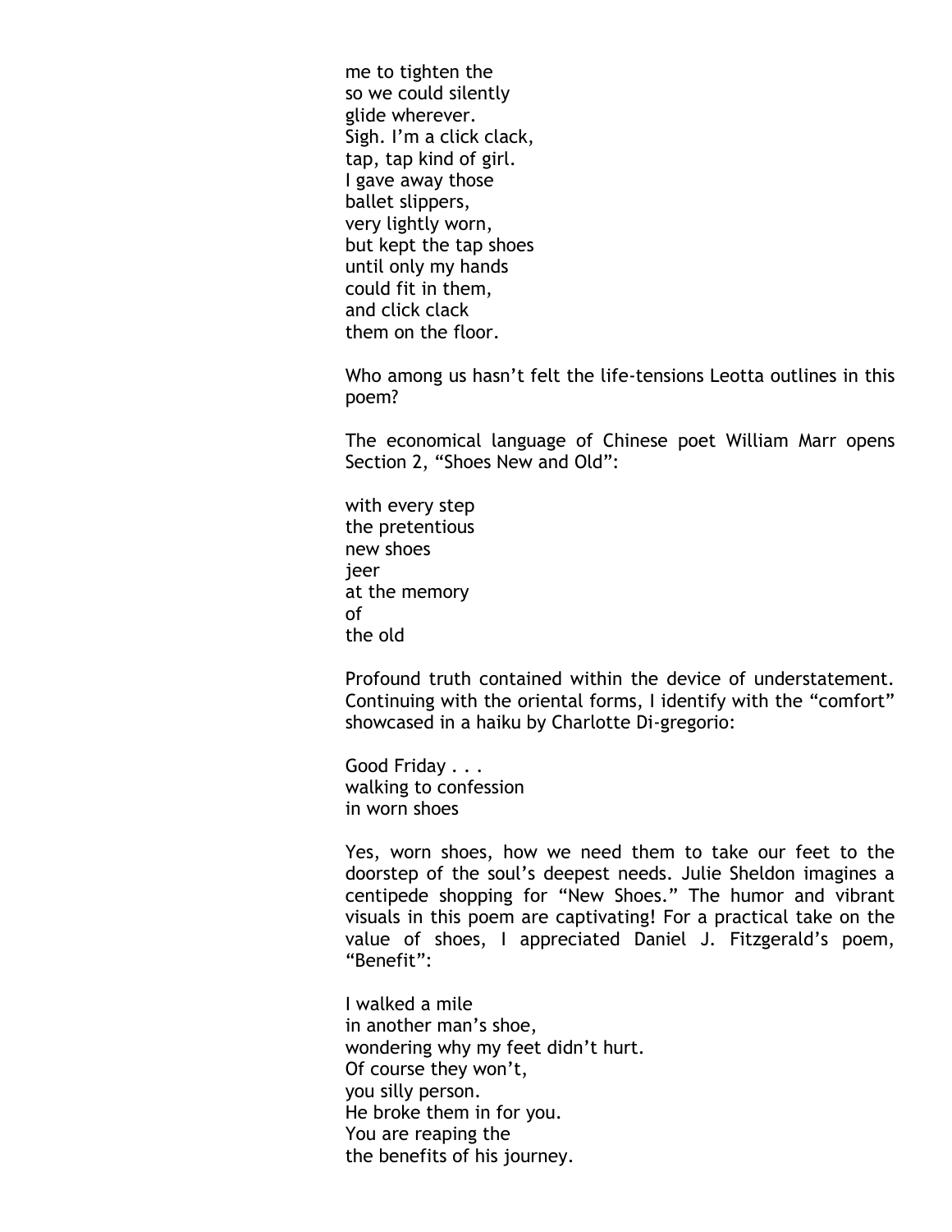me to tighten the  
so we could silently  
glide wherever.  
Sigh. I'm a click clack,  
tap, tap kind of girl.  
I gave away those  
ballet slippers,  
very lightly worn,  
but kept the tap shoes  
until only my hands  
could fit in them,  
and click clack  
them on the floor.

Who among us hasn't felt the life-tensions Leotta outlines in this poem?

The economical language of Chinese poet William Marr opens Section 2, "Shoes New and Old":

with every step  
the pretentious  
new shoes  
jeer  
at the memory  
of  
the old

Profound truth contained within the device of understatement. Continuing with the oriental forms, I identify with the "comfort" showcased in a haiku by Charlotte Di-gregorio:

Good Friday . . .  
walking to confession  
in worn shoes

Yes, worn shoes, how we need them to take our feet to the doorstep of the soul's deepest needs. Julie Sheldon imagines a centipede shopping for "New Shoes." The humor and vibrant visuals in this poem are captivating! For a practical take on the value of shoes, I appreciated Daniel J. Fitzgerald's poem, "Benefit":

I walked a mile  
in another man's shoe,  
wondering why my feet didn't hurt.  
Of course they won't,  
you silly person.  
He broke them in for you.  
You are reaping the  
the benefits of his journey.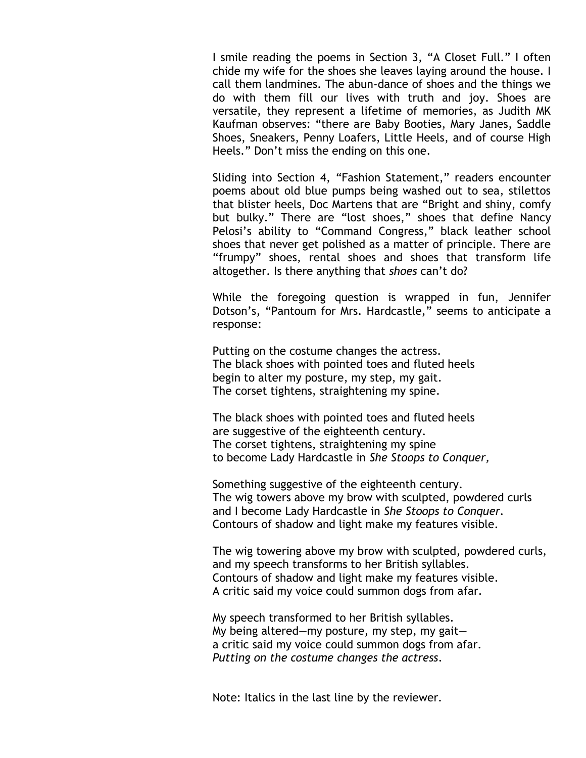I smile reading the poems in Section 3, “A Closet Full.” I often chide my wife for the shoes she leaves laying around the house. I call them landmines. The abun-dance of shoes and the things we do with them fill our lives with truth and joy. Shoes are versatile, they represent a lifetime of memories, as Judith MK Kaufman observes: “there are Baby Booties, Mary Janes, Saddle Shoes, Sneakers, Penny Loafers, Little Heels, and of course High Heels.” Don’t miss the ending on this one.

Sliding into Section 4, “Fashion Statement,” readers encounter poems about old blue pumps being washed out to sea, stilettos that blister heels, Doc Martens that are “Bright and shiny, comfy but bulky.” There are “lost shoes,” shoes that define Nancy Pelosi’s ability to “Command Congress,” black leather school shoes that never get polished as a matter of principle. There are “frumpy” shoes, rental shoes and shoes that transform life altogether. Is there anything that *shoes* can’t do?

While the foregoing question is wrapped in fun, Jennifer Dotson’s, “Pantoum for Mrs. Hardcastle,” seems to anticipate a response:

Putting on the costume changes the actress.  
The black shoes with pointed toes and fluted heels  
begin to alter my posture, my step, my gait.  
The corset tightens, straightening my spine.

The black shoes with pointed toes and fluted heels  
are suggestive of the eighteenth century.  
The corset tightens, straightening my spine  
to become Lady Hardcastle in *She Stoops to Conquer,*

Something suggestive of the eighteenth century.  
The wig towers above my brow with sculpted, powdered curls  
and I become Lady Hardcastle in *She Stoops to Conquer*.  
Contours of shadow and light make my features visible.

The wig towering above my brow with sculpted, powdered curls,  
and my speech transforms to her British syllables.  
Contours of shadow and light make my features visible.  
A critic said my voice could summon dogs from afar.

My speech transformed to her British syllables.  
My being altered—my posture, my step, my gait—  
a critic said my voice could summon dogs from afar.  
*Putting on the costume changes the actress*.

Note: Italics in the last line by the reviewer.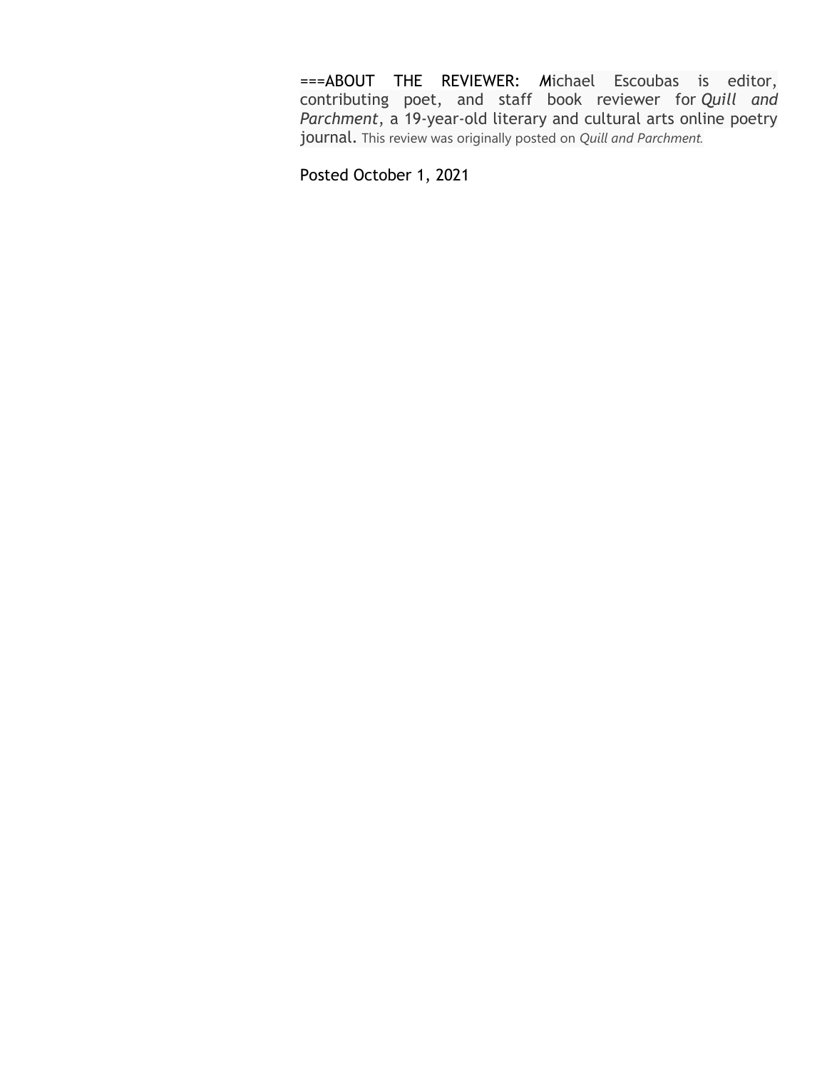===ABOUT THE REVIEWER: *M*ichael Escoubas is editor, contributing poet, and staff book reviewer for *Quill and Parchment*, a 19-year-old literary and cultural arts online poetry journal. This review was originally posted on *Quill and Parchment.*

Posted October 1, 2021